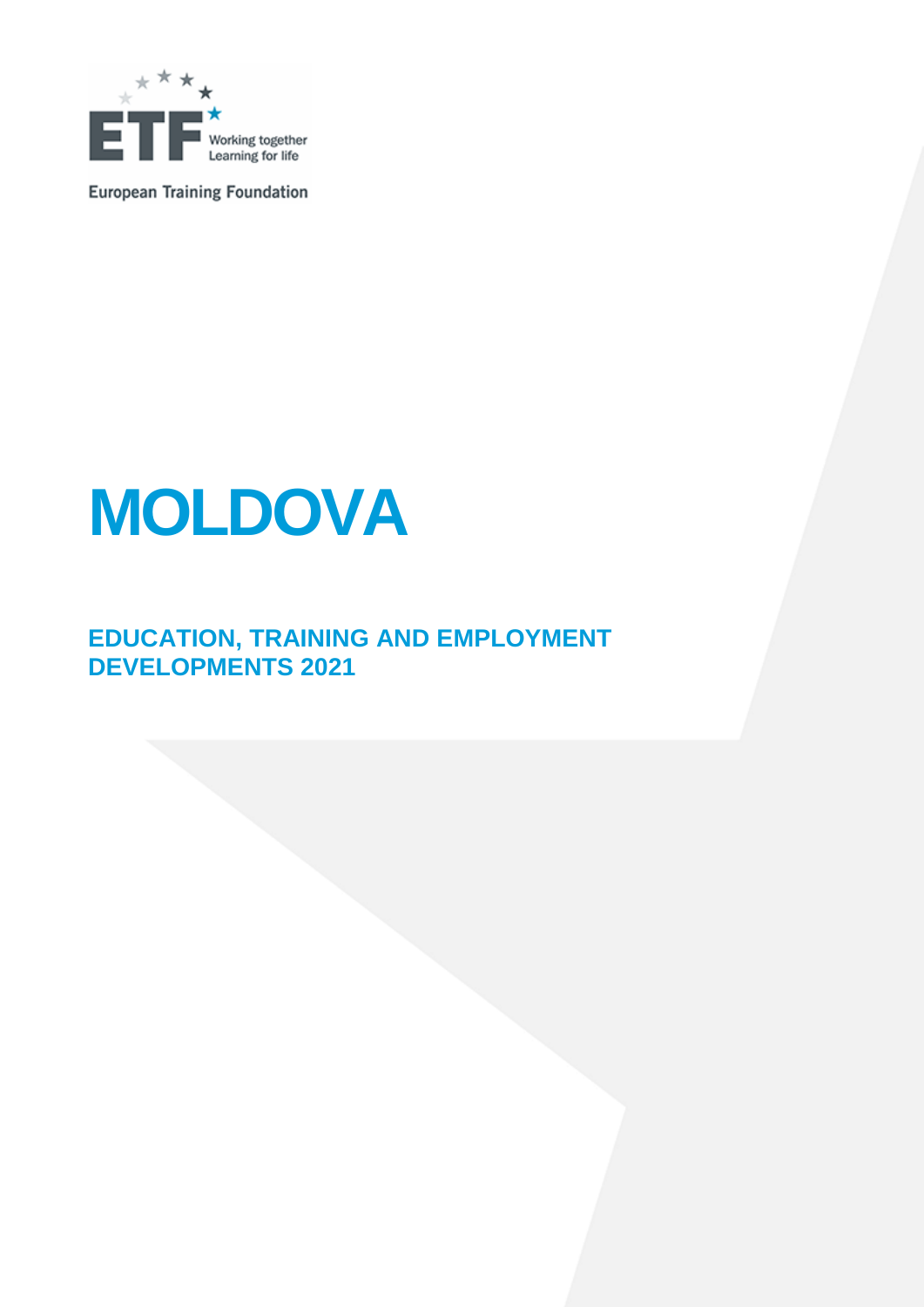European Training Foundation

# MOLDOVA

## EDUCATION, TRAINING AND EMPLOYMENT DEVELOPMENTS 2021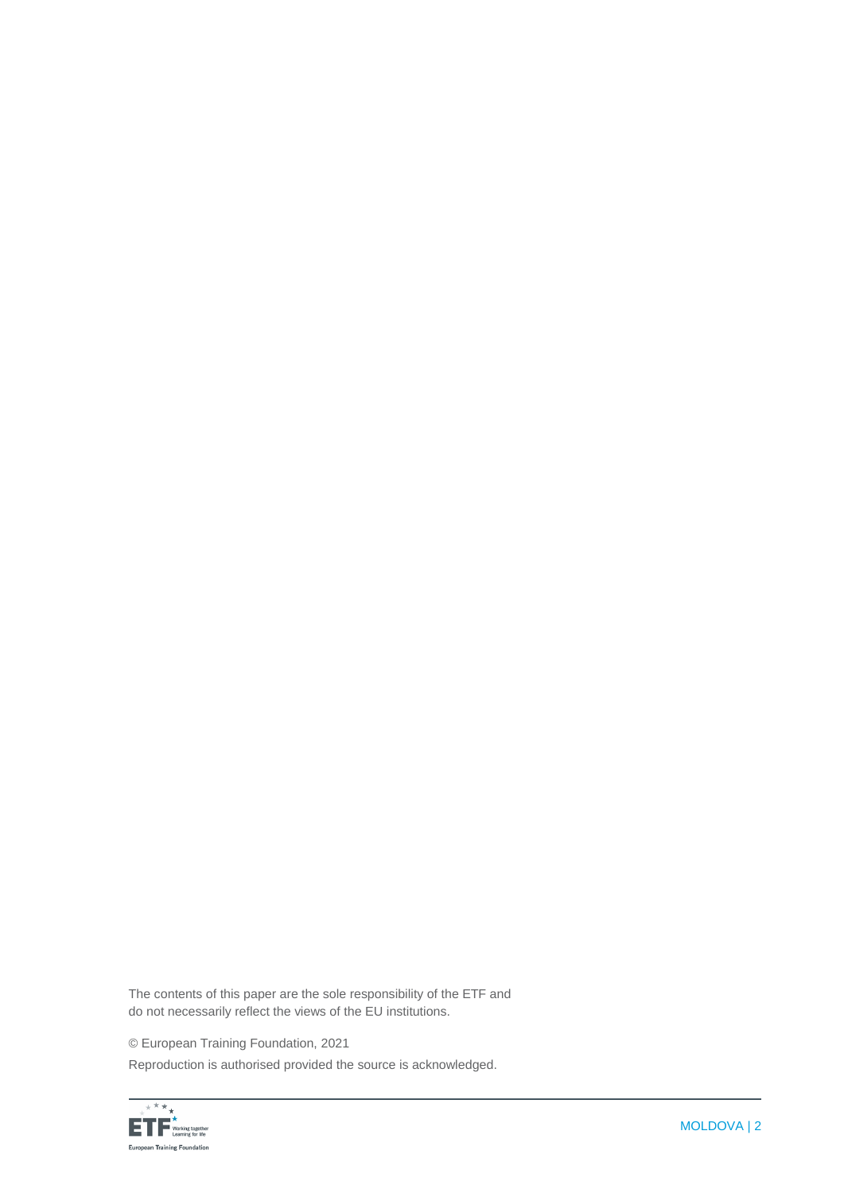The contents of this paper are the sole responsibility of the ETF and do not necessarily reflect the views of the EU institutions.

© European Training Foundation, 2021

Reproduction is authorised provided the source is acknowledged.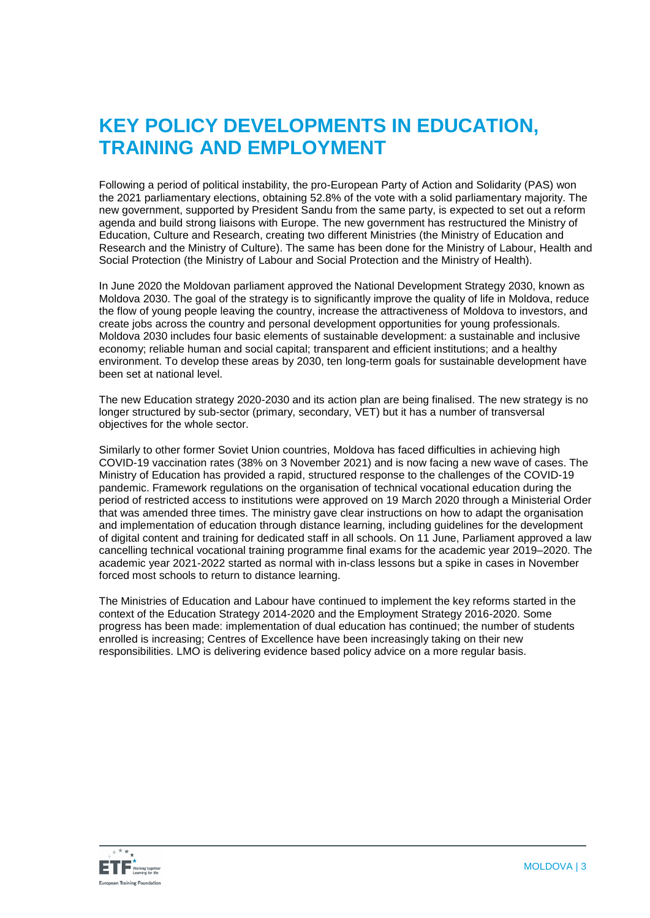# KEY POLICY DEVELOPMENTS IN EDUCATION, TRAINING AND EMPLOYMENT

Following a period of political instability, the pro-European Party of Action and Solidarity (PAS) won the 2021 parliamentary elections, obtaining 52.8% of the vote with a solid parliamentary majority. The new government, supported by President Sandu from the same party, is expected to set out a reform agenda and build strong liaisons with Europe. The new government has restructured the Ministry of Education, Culture and Research, creating two different Ministries (the Ministry of Education and Research and the Ministry of Culture). The same has been done for the Ministry of Labour, Health and Social Protection (the Ministry of Labour and Social Protection and the Ministry of Health).

In June 2020 the Moldovan parliament approved the National Development Strategy 2030, known as Moldova 2030. The goal of the strategy is to significantly improve the quality of life in Moldova, reduce the flow of young people leaving the country, increase the attractiveness of Moldova to investors, and create jobs across the country and personal development opportunities for young professionals. Moldova 2030 includes four basic elements of sustainable development: a sustainable and inclusive economy; reliable human and social capital; transparent and efficient institutions; and a healthy environment. To develop these areas by 2030, ten long-term goals for sustainable development have been set at national level.

The new Education strategy 2020-2030 and its action plan are being finalised. The new strategy is no longer structured by sub-sector (primary, secondary, VET) but it has a number of transversal objectives for the whole sector.

Similarly to other former Soviet Union countries, Moldova has faced difficulties in achieving high COVID-19 vaccination rates (38% on 3 November 2021) and is now facing a new wave of cases. The Ministry of Education has provided a rapid, structured response to the challenges of the COVID-19 pandemic. Framework regulations on the organisation of technical vocational education during the period of restricted access to institutions were approved on 19 March 2020 through a Ministerial Order that was amended three times. The ministry gave clear instructions on how to adapt the organisation and implementation of education through distance learning, including guidelines for the development of digital content and training for dedicated staff in all schools. On 11 June, Parliament approved a law cancelling technical vocational training programme final exams for the academic year 2019–2020. The academic year 2021-2022 started as normal with in-class lessons but a spike in cases in November forced most schools to return to distance learning.

The Ministries of Education and Labour have continued to implement the key reforms started in the context of the Education Strategy 2014-2020 and the Employment Strategy 2016-2020. Some progress has been made: implementation of dual education has continued; the number of students enrolled is increasing; Centres of Excellence have been increasingly taking on their new responsibilities. LMO is delivering evidence based policy advice on a more regular basis.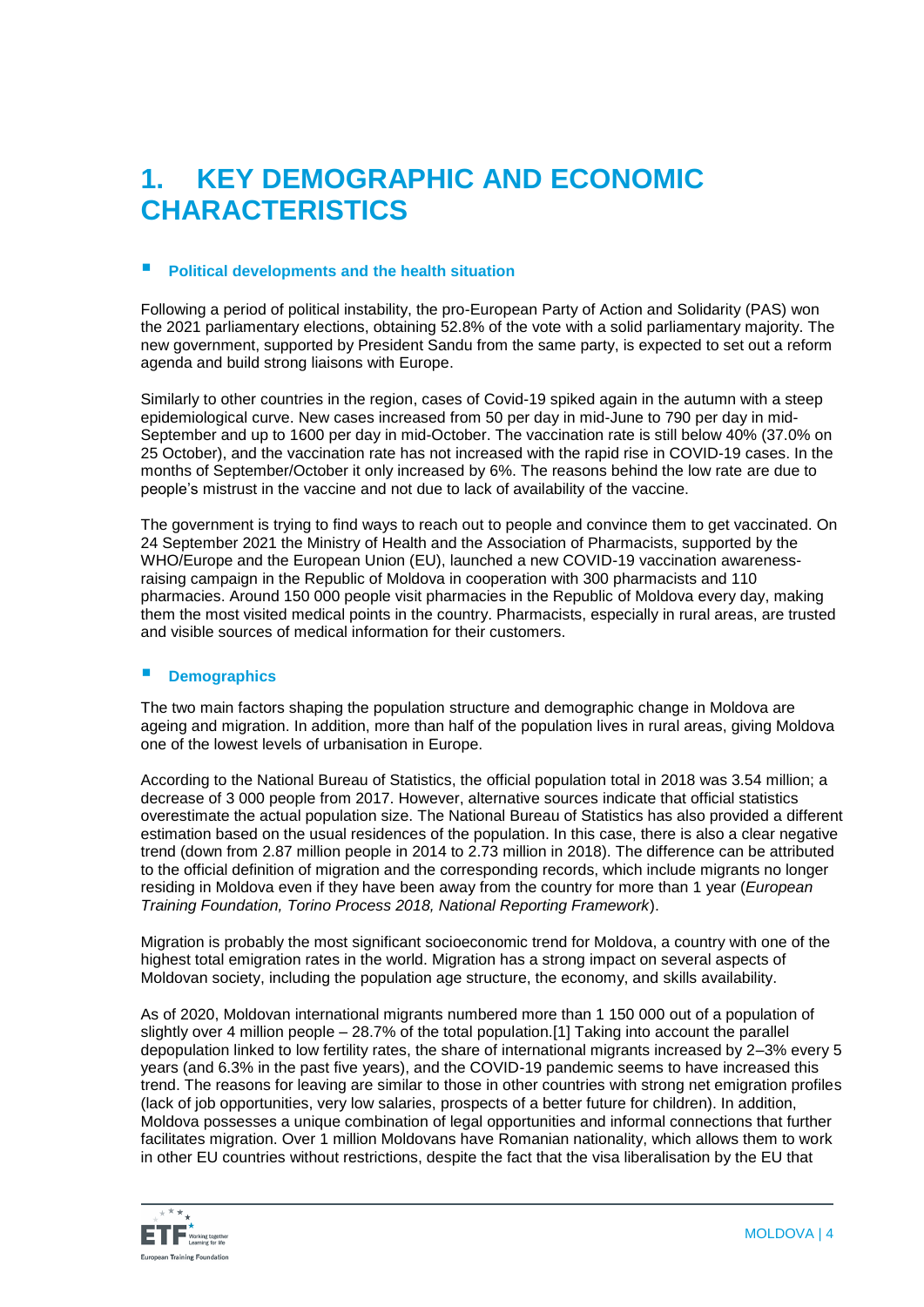# 1. KEY DEMOGRAPHIC AND ECONOMIC CHARACTERISTICS

### Political developments and the health situation

Following a period of political instability, the pro-European Party of Action and Solidarity (PAS) won the 2021 parliamentary elections, obtaining 52.8% of the vote with a solid parliamentary majority. The new government, supported by President Sandu from the same party, is expected to set out a reform agenda and build strong liaisons with Europe.

Similarly to other countries in the region, cases of Covid-19 spiked again in the autumn with a steep epidemiological curve. New cases increased from 50 per day in mid-June to 790 per day in mid-September and up to 1600 per day in mid-October. The vaccination rate is still below 40% (37.0% on 25 October), and the vaccination rate has not increased with the rapid rise in COVID-19 cases. In the months of September/October it only increased by 6%. The reasons behind the low rate are due to people's mistrust in the vaccine and not due to lack of availability of the vaccine.

The government is trying to find ways to reach out to people and convince them to get vaccinated. On 24 September 2021 the Ministry of Health and the Association of Pharmacists, supported by the WHO/Europe and the European Union (EU), launched a new COVID-19 vaccination awareness-raising campaign in the Republic of Moldova in cooperation with 300 pharmacists and 110 pharmacies. Around 150 000 people visit pharmacies in the Republic of Moldova every day, making them the most visited medical points in the country. Pharmacists, especially in rural areas, are trusted and visible sources of medical information for their customers.

### Demographics

The two main factors shaping the population structure and demographic change in Moldova are ageing and migration. In addition, more than half of the population lives in rural areas, giving Moldova one of the lowest levels of urbanisation in Europe.

According to the National Bureau of Statistics, the official population total in 2018 was 3.54 million; a decrease of 3 000 people from 2017. However, alternative sources indicate that official statistics overestimate the actual population size. The National Bureau of Statistics has also provided a different estimation based on the usual residences of the population. In this case, there is also a clear negative trend (down from 2.87 million people in 2014 to 2.73 million in 2018). The difference can be attributed to the official definition of migration and the corresponding records, which include migrants no longer residing in Moldova even if they have been away from the country for more than 1 year (*European Training Foundation, Torino Process 2018, National Reporting Framework*).

Migration is probably the most significant socioeconomic trend for Moldova, a country with one of the highest total emigration rates in the world. Migration has a strong impact on several aspects of Moldovan society, including the population age structure, the economy, and skills availability.

As of 2020, Moldovan international migrants numbered more than 1 150 000 out of a population of slightly over 4 million people – 28.7% of the total population.[1] Taking into account the parallel depopulation linked to low fertility rates, the share of international migrants increased by 2–3% every 5 years (and 6.3% in the past five years), and the COVID-19 pandemic seems to have increased this trend. The reasons for leaving are similar to those in other countries with strong net emigration profiles (lack of job opportunities, very low salaries, prospects of a better future for children). In addition, Moldova possesses a unique combination of legal opportunities and informal connections that further facilitates migration. Over 1 million Moldovans have Romanian nationality, which allows them to work in other EU countries without restrictions, despite the fact that the visa liberalisation by the EU that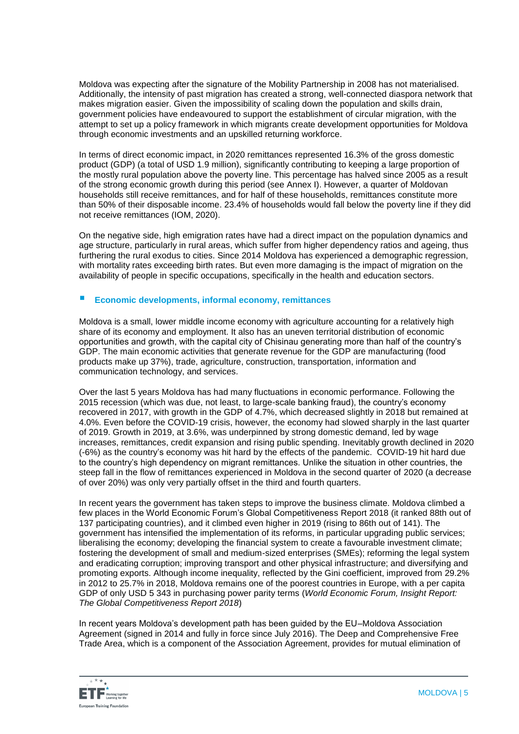Moldova was expecting after the signature of the Mobility Partnership in 2008 has not materialised. Additionally, the intensity of past migration has created a strong, well-connected diaspora network that makes migration easier. Given the impossibility of scaling down the population and skills drain, government policies have endeavoured to support the establishment of circular migration, with the attempt to set up a policy framework in which migrants create development opportunities for Moldova through economic investments and an upskilled returning workforce.

In terms of direct economic impact, in 2020 remittances represented 16.3% of the gross domestic product (GDP) (a total of USD 1.9 million), significantly contributing to keeping a large proportion of the mostly rural population above the poverty line. This percentage has halved since 2005 as a result of the strong economic growth during this period (see Annex I). However, a quarter of Moldovan households still receive remittances, and for half of these households, remittances constitute more than 50% of their disposable income. 23.4% of households would fall below the poverty line if they did not receive remittances (IOM, 2020).

On the negative side, high emigration rates have had a direct impact on the population dynamics and age structure, particularly in rural areas, which suffer from higher dependency ratios and ageing, thus furthering the rural exodus to cities. Since 2014 Moldova has experienced a demographic regression, with mortality rates exceeding birth rates. But even more damaging is the impact of migration on the availability of people in specific occupations, specifically in the health and education sectors.

### Economic developments, informal economy, remittances

Moldova is a small, lower middle income economy with agriculture accounting for a relatively high share of its economy and employment. It also has an uneven territorial distribution of economic opportunities and growth, with the capital city of Chisinau generating more than half of the country's GDP. The main economic activities that generate revenue for the GDP are manufacturing (food products make up 37%), trade, agriculture, construction, transportation, information and communication technology, and services.

Over the last 5 years Moldova has had many fluctuations in economic performance. Following the 2015 recession (which was due, not least, to large-scale banking fraud), the country's economy recovered in 2017, with growth in the GDP of 4.7%, which decreased slightly in 2018 but remained at 4.0%. Even before the COVID-19 crisis, however, the economy had slowed sharply in the last quarter of 2019. Growth in 2019, at 3.6%, was underpinned by strong domestic demand, led by wage increases, remittances, credit expansion and rising public spending. Inevitably growth declined in 2020 (-6%) as the country's economy was hit hard by the effects of the pandemic. COVID-19 hit hard due to the country's high dependency on migrant remittances. Unlike the situation in other countries, the steep fall in the flow of remittances experienced in Moldova in the second quarter of 2020 (a decrease of over 20%) was only very partially offset in the third and fourth quarters.

In recent years the government has taken steps to improve the business climate. Moldova climbed a few places in the World Economic Forum's Global Competitiveness Report 2018 (it ranked 88th out of 137 participating countries), and it climbed even higher in 2019 (rising to 86th out of 141). The government has intensified the implementation of its reforms, in particular upgrading public services; liberalising the economy; developing the financial system to create a favourable investment climate; fostering the development of small and medium-sized enterprises (SMEs); reforming the legal system and eradicating corruption; improving transport and other physical infrastructure; and diversifying and promoting exports. Although income inequality, reflected by the Gini coefficient, improved from 29.2% in 2012 to 25.7% in 2018, Moldova remains one of the poorest countries in Europe, with a per capita GDP of only USD 5 343 in purchasing power parity terms (*World Economic Forum, Insight Report: The Global Competitiveness Report 2018*)

In recent years Moldova's development path has been guided by the EU–Moldova Association Agreement (signed in 2014 and fully in force since July 2016). The Deep and Comprehensive Free Trade Area, which is a component of the Association Agreement, provides for mutual elimination of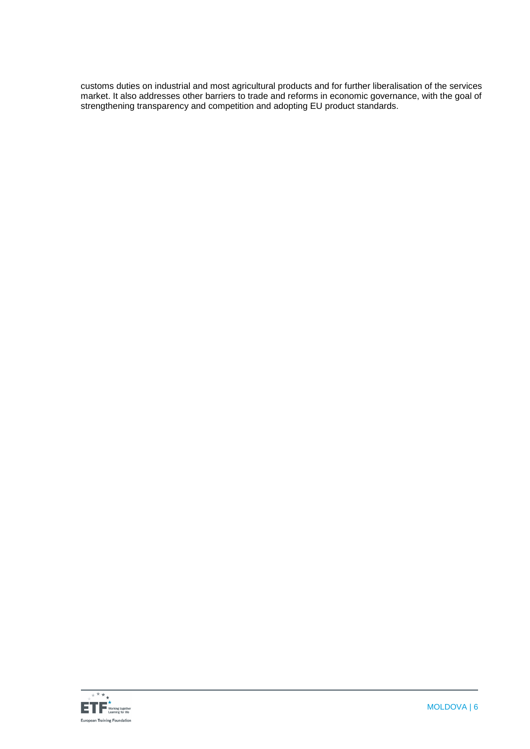customs duties on industrial and most agricultural products and for further liberalisation of the services market. It also addresses other barriers to trade and reforms in economic governance, with the goal of strengthening transparency and competition and adopting EU product standards.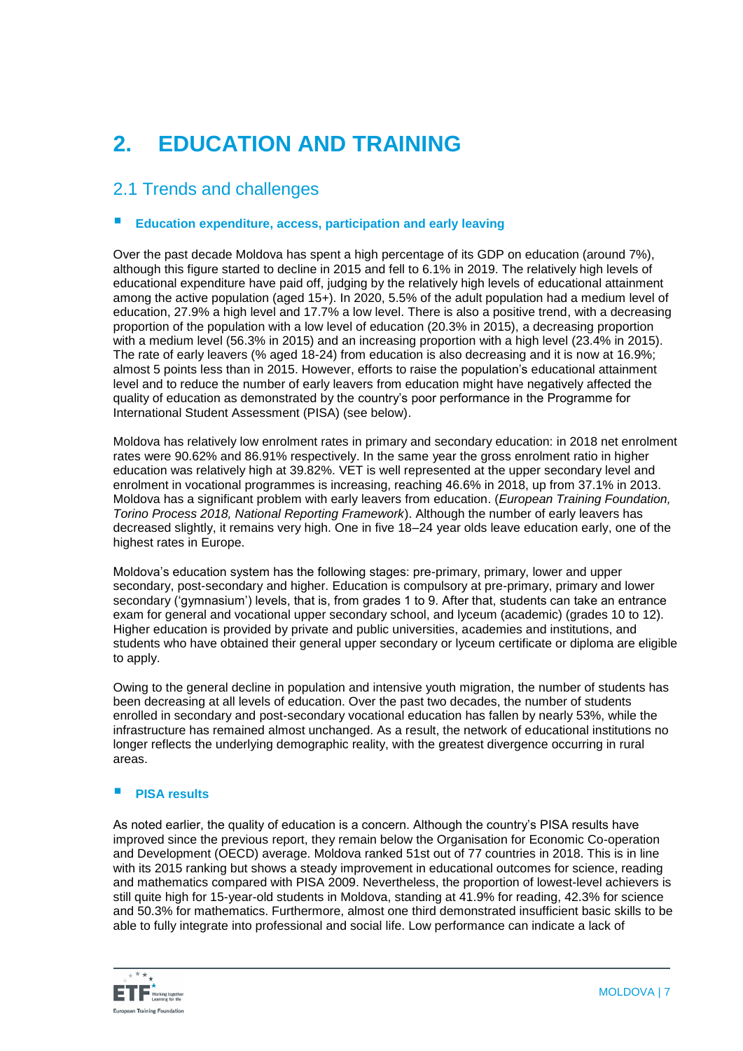# 2. EDUCATION AND TRAINING

## 2.1 Trends and challenges

### Education expenditure, access, participation and early leaving

Over the past decade Moldova has spent a high percentage of its GDP on education (around 7%), although this figure started to decline in 2015 and fell to 6.1% in 2019. The relatively high levels of educational expenditure have paid off, judging by the relatively high levels of educational attainment among the active population (aged 15+). In 2020, 5.5% of the adult population had a medium level of education, 27.9% a high level and 17.7% a low level. There is also a positive trend, with a decreasing proportion of the population with a low level of education (20.3% in 2015), a decreasing proportion with a medium level (56.3% in 2015) and an increasing proportion with a high level (23.4% in 2015). The rate of early leavers (% aged 18-24) from education is also decreasing and it is now at 16.9%; almost 5 points less than in 2015. However, efforts to raise the population's educational attainment level and to reduce the number of early leavers from education might have negatively affected the quality of education as demonstrated by the country's poor performance in the Programme for International Student Assessment (PISA) (see below).

Moldova has relatively low enrolment rates in primary and secondary education: in 2018 net enrolment rates were 90.62% and 86.91% respectively. In the same year the gross enrolment ratio in higher education was relatively high at 39.82%. VET is well represented at the upper secondary level and enrolment in vocational programmes is increasing, reaching 46.6% in 2018, up from 37.1% in 2013. Moldova has a significant problem with early leavers from education. (*European Training Foundation, Torino Process 2018, National Reporting Framework*). Although the number of early leavers has decreased slightly, it remains very high. One in five 18–24 year olds leave education early, one of the highest rates in Europe.

Moldova's education system has the following stages: pre-primary, primary, lower and upper secondary, post-secondary and higher. Education is compulsory at pre-primary, primary and lower secondary ('gymnasium') levels, that is, from grades 1 to 9. After that, students can take an entrance exam for general and vocational upper secondary school, and lyceum (academic) (grades 10 to 12). Higher education is provided by private and public universities, academies and institutions, and students who have obtained their general upper secondary or lyceum certificate or diploma are eligible to apply.

Owing to the general decline in population and intensive youth migration, the number of students has been decreasing at all levels of education. Over the past two decades, the number of students enrolled in secondary and post-secondary vocational education has fallen by nearly 53%, while the infrastructure has remained almost unchanged. As a result, the network of educational institutions no longer reflects the underlying demographic reality, with the greatest divergence occurring in rural areas.

### PISA results

As noted earlier, the quality of education is a concern. Although the country's PISA results have improved since the previous report, they remain below the Organisation for Economic Co-operation and Development (OECD) average. Moldova ranked 51st out of 77 countries in 2018. This is in line with its 2015 ranking but shows a steady improvement in educational outcomes for science, reading and mathematics compared with PISA 2009. Nevertheless, the proportion of lowest-level achievers is still quite high for 15-year-old students in Moldova, standing at 41.9% for reading, 42.3% for science and 50.3% for mathematics. Furthermore, almost one third demonstrated insufficient basic skills to be able to fully integrate into professional and social life. Low performance can indicate a lack of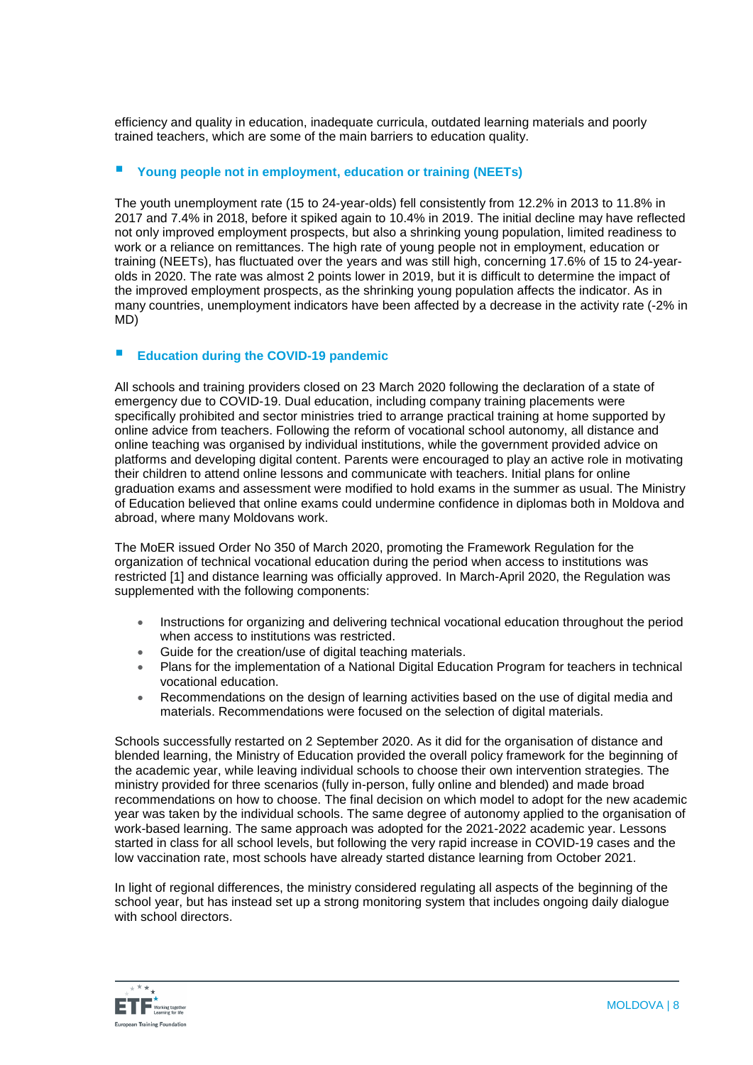efficiency and quality in education, inadequate curricula, outdated learning materials and poorly trained teachers, which are some of the main barriers to education quality.

### Young people not in employment, education or training (NEETs)

The youth unemployment rate (15 to 24-year-olds) fell consistently from 12.2% in 2013 to 11.8% in 2017 and 7.4% in 2018, before it spiked again to 10.4% in 2019. The initial decline may have reflected not only improved employment prospects, but also a shrinking young population, limited readiness to work or a reliance on remittances. The high rate of young people not in employment, education or training (NEETs), has fluctuated over the years and was still high, concerning 17.6% of 15 to 24-year-olds in 2020. The rate was almost 2 points lower in 2019, but it is difficult to determine the impact of the improved employment prospects, as the shrinking young population affects the indicator. As in many countries, unemployment indicators have been affected by a decrease in the activity rate (-2% in MD)

### Education during the COVID-19 pandemic

All schools and training providers closed on 23 March 2020 following the declaration of a state of emergency due to COVID-19. Dual education, including company training placements were specifically prohibited and sector ministries tried to arrange practical training at home supported by online advice from teachers. Following the reform of vocational school autonomy, all distance and online teaching was organised by individual institutions, while the government provided advice on platforms and developing digital content. Parents were encouraged to play an active role in motivating their children to attend online lessons and communicate with teachers. Initial plans for online graduation exams and assessment were modified to hold exams in the summer as usual. The Ministry of Education believed that online exams could undermine confidence in diplomas both in Moldova and abroad, where many Moldovans work.

The MoER issued Order No 350 of March 2020, promoting the Framework Regulation for the organization of technical vocational education during the period when access to institutions was restricted [1] and distance learning was officially approved. In March-April 2020, the Regulation was supplemented with the following components:

- Instructions for organizing and delivering technical vocational education throughout the period when access to institutions was restricted.
- Guide for the creation/use of digital teaching materials.
- Plans for the implementation of a National Digital Education Program for teachers in technical vocational education.
- Recommendations on the design of learning activities based on the use of digital media and materials. Recommendations were focused on the selection of digital materials.

Schools successfully restarted on 2 September 2020. As it did for the organisation of distance and blended learning, the Ministry of Education provided the overall policy framework for the beginning of the academic year, while leaving individual schools to choose their own intervention strategies. The ministry provided for three scenarios (fully in-person, fully online and blended) and made broad recommendations on how to choose. The final decision on which model to adopt for the new academic year was taken by the individual schools. The same degree of autonomy applied to the organisation of work-based learning. The same approach was adopted for the 2021-2022 academic year. Lessons started in class for all school levels, but following the very rapid increase in COVID-19 cases and the low vaccination rate, most schools have already started distance learning from October 2021.

In light of regional differences, the ministry considered regulating all aspects of the beginning of the school year, but has instead set up a strong monitoring system that includes ongoing daily dialogue with school directors.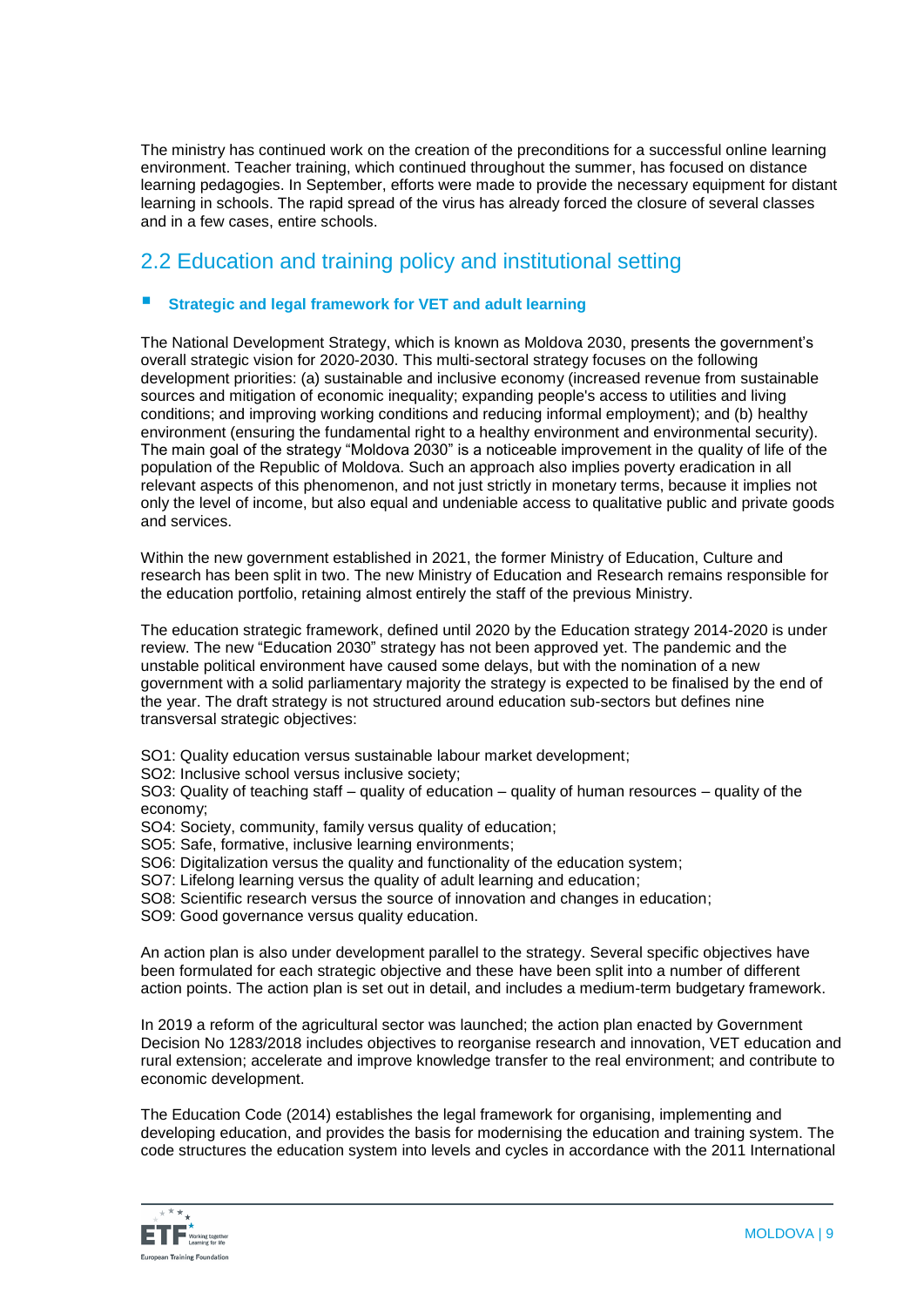The ministry has continued work on the creation of the preconditions for a successful online learning environment. Teacher training, which continued throughout the summer, has focused on distance learning pedagogies. In September, efforts were made to provide the necessary equipment for distant learning in schools. The rapid spread of the virus has already forced the closure of several classes and in a few cases, entire schools.

## 2.2 Education and training policy and institutional setting

- **Strategic and legal framework for VET and adult learning**

The National Development Strategy, which is known as Moldova 2030, presents the government's overall strategic vision for 2020-2030. This multi-sectoral strategy focuses on the following development priorities: (a) sustainable and inclusive economy (increased revenue from sustainable sources and mitigation of economic inequality; expanding people's access to utilities and living conditions; and improving working conditions and reducing informal employment); and (b) healthy environment (ensuring the fundamental right to a healthy environment and environmental security). The main goal of the strategy "Moldova 2030" is a noticeable improvement in the quality of life of the population of the Republic of Moldova. Such an approach also implies poverty eradication in all relevant aspects of this phenomenon, and not just strictly in monetary terms, because it implies not only the level of income, but also equal and undeniable access to qualitative public and private goods and services.

Within the new government established in 2021, the former Ministry of Education, Culture and research has been split in two. The new Ministry of Education and Research remains responsible for the education portfolio, retaining almost entirely the staff of the previous Ministry.

The education strategic framework, defined until 2020 by the Education strategy 2014-2020 is under review. The new "Education 2030" strategy has not been approved yet. The pandemic and the unstable political environment have caused some delays, but with the nomination of a new government with a solid parliamentary majority the strategy is expected to be finalised by the end of the year. The draft strategy is not structured around education sub-sectors but defines nine transversal strategic objectives:

SO1: Quality education versus sustainable labour market development;
SO2: Inclusive school versus inclusive society;
SO3: Quality of teaching staff – quality of education – quality of human resources – quality of the economy;
SO4: Society, community, family versus quality of education;
SO5: Safe, formative, inclusive learning environments;
SO6: Digitalization versus the quality and functionality of the education system;
SO7: Lifelong learning versus the quality of adult learning and education;
SO8: Scientific research versus the source of innovation and changes in education;
SO9: Good governance versus quality education.

An action plan is also under development parallel to the strategy. Several specific objectives have been formulated for each strategic objective and these have been split into a number of different action points. The action plan is set out in detail, and includes a medium-term budgetary framework.

In 2019 a reform of the agricultural sector was launched; the action plan enacted by Government Decision No 1283/2018 includes objectives to reorganise research and innovation, VET education and rural extension; accelerate and improve knowledge transfer to the real environment; and contribute to economic development.

The Education Code (2014) establishes the legal framework for organising, implementing and developing education, and provides the basis for modernising the education and training system. The code structures the education system into levels and cycles in accordance with the 2011 International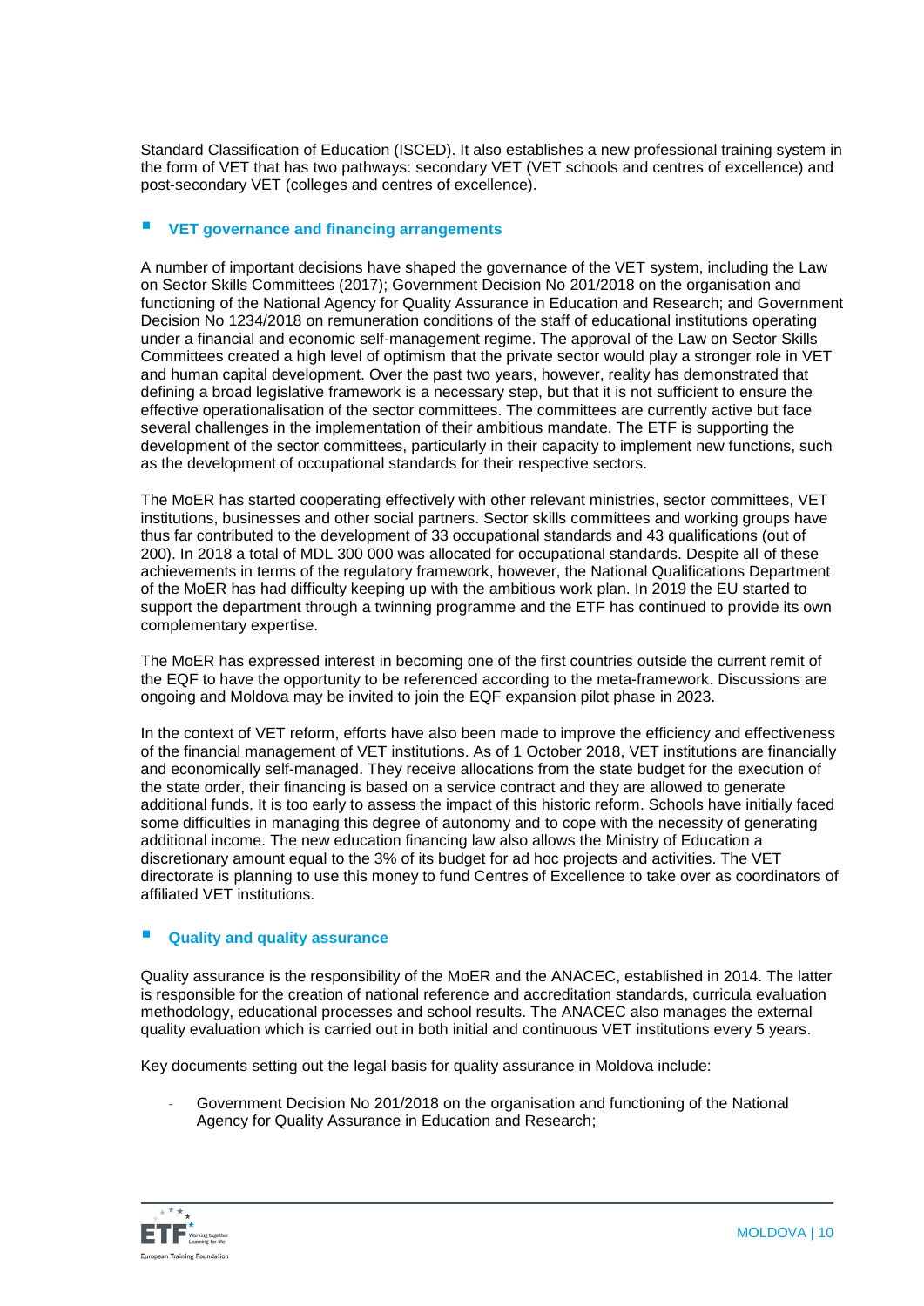Standard Classification of Education (ISCED). It also establishes a new professional training system in the form of VET that has two pathways: secondary VET (VET schools and centres of excellence) and post-secondary VET (colleges and centres of excellence).

### VET governance and financing arrangements

A number of important decisions have shaped the governance of the VET system, including the Law on Sector Skills Committees (2017); Government Decision No 201/2018 on the organisation and functioning of the National Agency for Quality Assurance in Education and Research; and Government Decision No 1234/2018 on remuneration conditions of the staff of educational institutions operating under a financial and economic self-management regime. The approval of the Law on Sector Skills Committees created a high level of optimism that the private sector would play a stronger role in VET and human capital development. Over the past two years, however, reality has demonstrated that defining a broad legislative framework is a necessary step, but that it is not sufficient to ensure the effective operationalisation of the sector committees. The committees are currently active but face several challenges in the implementation of their ambitious mandate. The ETF is supporting the development of the sector committees, particularly in their capacity to implement new functions, such as the development of occupational standards for their respective sectors.

The MoER has started cooperating effectively with other relevant ministries, sector committees, VET institutions, businesses and other social partners. Sector skills committees and working groups have thus far contributed to the development of 33 occupational standards and 43 qualifications (out of 200). In 2018 a total of MDL 300 000 was allocated for occupational standards. Despite all of these achievements in terms of the regulatory framework, however, the National Qualifications Department of the MoER has had difficulty keeping up with the ambitious work plan. In 2019 the EU started to support the department through a twinning programme and the ETF has continued to provide its own complementary expertise.

The MoER has expressed interest in becoming one of the first countries outside the current remit of the EQF to have the opportunity to be referenced according to the meta-framework. Discussions are ongoing and Moldova may be invited to join the EQF expansion pilot phase in 2023.

In the context of VET reform, efforts have also been made to improve the efficiency and effectiveness of the financial management of VET institutions. As of 1 October 2018, VET institutions are financially and economically self-managed. They receive allocations from the state budget for the execution of the state order, their financing is based on a service contract and they are allowed to generate additional funds. It is too early to assess the impact of this historic reform. Schools have initially faced some difficulties in managing this degree of autonomy and to cope with the necessity of generating additional income. The new education financing law also allows the Ministry of Education a discretionary amount equal to the 3% of its budget for ad hoc projects and activities. The VET directorate is planning to use this money to fund Centres of Excellence to take over as coordinators of affiliated VET institutions.

### Quality and quality assurance

Quality assurance is the responsibility of the MoER and the ANACEC, established in 2014. The latter is responsible for the creation of national reference and accreditation standards, curricula evaluation methodology, educational processes and school results. The ANACEC also manages the external quality evaluation which is carried out in both initial and continuous VET institutions every 5 years.

Key documents setting out the legal basis for quality assurance in Moldova include:

- Government Decision No 201/2018 on the organisation and functioning of the National Agency for Quality Assurance in Education and Research;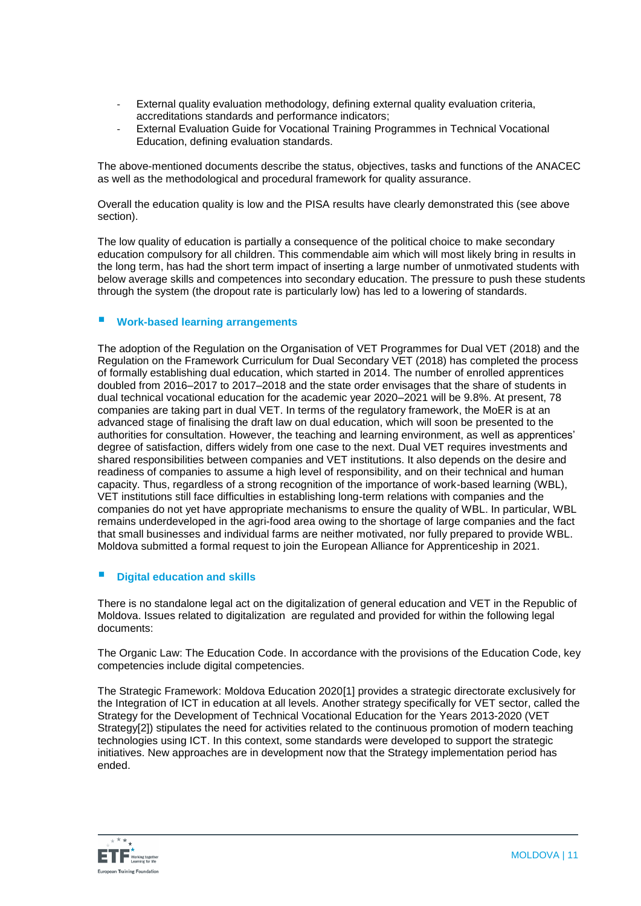- External quality evaluation methodology, defining external quality evaluation criteria, accreditations standards and performance indicators;
- External Evaluation Guide for Vocational Training Programmes in Technical Vocational Education, defining evaluation standards.

The above-mentioned documents describe the status, objectives, tasks and functions of the ANACEC as well as the methodological and procedural framework for quality assurance.

Overall the education quality is low and the PISA results have clearly demonstrated this (see above section).

The low quality of education is partially a consequence of the political choice to make secondary education compulsory for all children. This commendable aim which will most likely bring in results in the long term, has had the short term impact of inserting a large number of unmotivated students with below average skills and competences into secondary education. The pressure to push these students through the system (the dropout rate is particularly low) has led to a lowering of standards.

### Work-based learning arrangements

The adoption of the Regulation on the Organisation of VET Programmes for Dual VET (2018) and the Regulation on the Framework Curriculum for Dual Secondary VET (2018) has completed the process of formally establishing dual education, which started in 2014. The number of enrolled apprentices doubled from 2016–2017 to 2017–2018 and the state order envisages that the share of students in dual technical vocational education for the academic year 2020–2021 will be 9.8%. At present, 78 companies are taking part in dual VET. In terms of the regulatory framework, the MoER is at an advanced stage of finalising the draft law on dual education, which will soon be presented to the authorities for consultation. However, the teaching and learning environment, as well as apprentices' degree of satisfaction, differs widely from one case to the next. Dual VET requires investments and shared responsibilities between companies and VET institutions. It also depends on the desire and readiness of companies to assume a high level of responsibility, and on their technical and human capacity. Thus, regardless of a strong recognition of the importance of work-based learning (WBL), VET institutions still face difficulties in establishing long-term relations with companies and the companies do not yet have appropriate mechanisms to ensure the quality of WBL. In particular, WBL remains underdeveloped in the agri-food area owing to the shortage of large companies and the fact that small businesses and individual farms are neither motivated, nor fully prepared to provide WBL. Moldova submitted a formal request to join the European Alliance for Apprenticeship in 2021.

### Digital education and skills

There is no standalone legal act on the digitalization of general education and VET in the Republic of Moldova. Issues related to digitalization are regulated and provided for within the following legal documents:

The Organic Law: The Education Code. In accordance with the provisions of the Education Code, key competencies include digital competencies.

The Strategic Framework: Moldova Education 2020[1] provides a strategic directorate exclusively for the Integration of ICT in education at all levels. Another strategy specifically for VET sector, called the Strategy for the Development of Technical Vocational Education for the Years 2013-2020 (VET Strategy[2]) stipulates the need for activities related to the continuous promotion of modern teaching technologies using ICT. In this context, some standards were developed to support the strategic initiatives. New approaches are in development now that the Strategy implementation period has ended.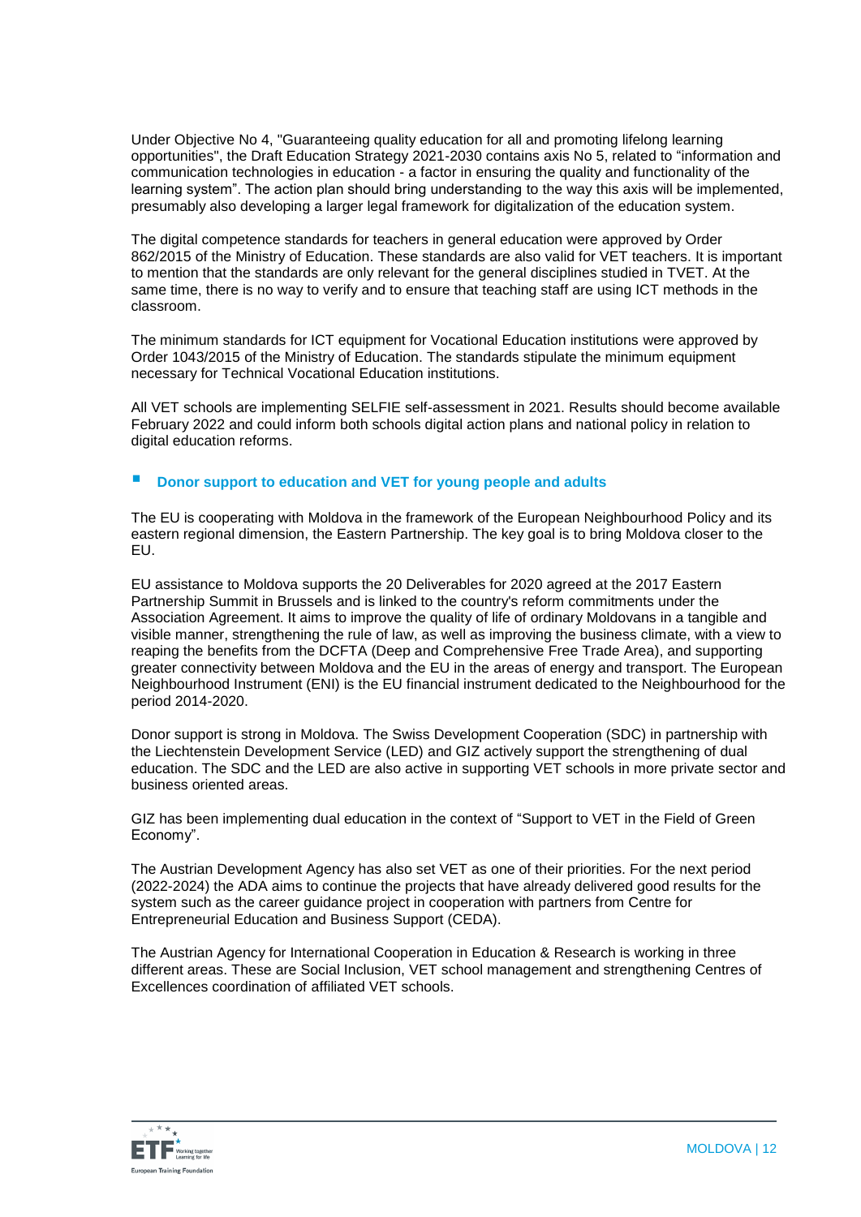Under Objective No 4, "Guaranteeing quality education for all and promoting lifelong learning opportunities", the Draft Education Strategy 2021-2030 contains axis No 5, related to "information and communication technologies in education - a factor in ensuring the quality and functionality of the learning system". The action plan should bring understanding to the way this axis will be implemented, presumably also developing a larger legal framework for digitalization of the education system.

The digital competence standards for teachers in general education were approved by Order 862/2015 of the Ministry of Education. These standards are also valid for VET teachers. It is important to mention that the standards are only relevant for the general disciplines studied in TVET. At the same time, there is no way to verify and to ensure that teaching staff are using ICT methods in the classroom.

The minimum standards for ICT equipment for Vocational Education institutions were approved by Order 1043/2015 of the Ministry of Education. The standards stipulate the minimum equipment necessary for Technical Vocational Education institutions.

All VET schools are implementing SELFIE self-assessment in 2021. Results should become available February 2022 and could inform both schools digital action plans and national policy in relation to digital education reforms.

### Donor support to education and VET for young people and adults

The EU is cooperating with Moldova in the framework of the European Neighbourhood Policy and its eastern regional dimension, the Eastern Partnership. The key goal is to bring Moldova closer to the EU.

EU assistance to Moldova supports the 20 Deliverables for 2020 agreed at the 2017 Eastern Partnership Summit in Brussels and is linked to the country's reform commitments under the Association Agreement. It aims to improve the quality of life of ordinary Moldovans in a tangible and visible manner, strengthening the rule of law, as well as improving the business climate, with a view to reaping the benefits from the DCFTA (Deep and Comprehensive Free Trade Area), and supporting greater connectivity between Moldova and the EU in the areas of energy and transport. The European Neighbourhood Instrument (ENI) is the EU financial instrument dedicated to the Neighbourhood for the period 2014-2020.

Donor support is strong in Moldova. The Swiss Development Cooperation (SDC) in partnership with the Liechtenstein Development Service (LED) and GIZ actively support the strengthening of dual education. The SDC and the LED are also active in supporting VET schools in more private sector and business oriented areas.

GIZ has been implementing dual education in the context of "Support to VET in the Field of Green Economy".

The Austrian Development Agency has also set VET as one of their priorities. For the next period (2022-2024) the ADA aims to continue the projects that have already delivered good results for the system such as the career guidance project in cooperation with partners from Centre for Entrepreneurial Education and Business Support (CEDA).

The Austrian Agency for International Cooperation in Education & Research is working in three different areas. These are Social Inclusion, VET school management and strengthening Centres of Excellences coordination of affiliated VET schools.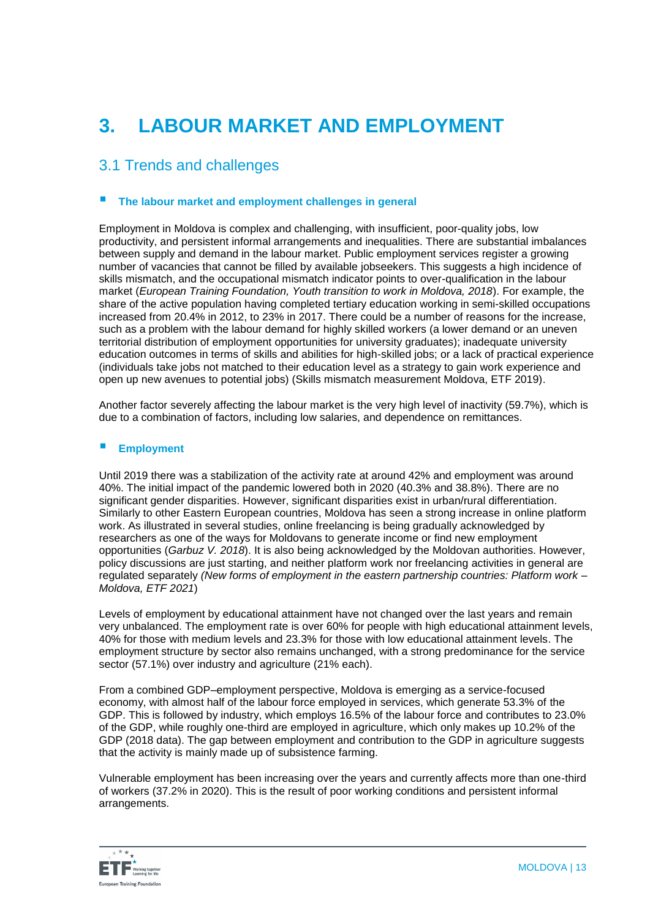# 3. LABOUR MARKET AND EMPLOYMENT

## 3.1 Trends and challenges

### The labour market and employment challenges in general

Employment in Moldova is complex and challenging, with insufficient, poor-quality jobs, low productivity, and persistent informal arrangements and inequalities. There are substantial imbalances between supply and demand in the labour market. Public employment services register a growing number of vacancies that cannot be filled by available jobseekers. This suggests a high incidence of skills mismatch, and the occupational mismatch indicator points to over-qualification in the labour market (*European Training Foundation, Youth transition to work in Moldova, 2018*). For example, the share of the active population having completed tertiary education working in semi-skilled occupations increased from 20.4% in 2012, to 23% in 2017. There could be a number of reasons for the increase, such as a problem with the labour demand for highly skilled workers (a lower demand or an uneven territorial distribution of employment opportunities for university graduates); inadequate university education outcomes in terms of skills and abilities for high-skilled jobs; or a lack of practical experience (individuals take jobs not matched to their education level as a strategy to gain work experience and open up new avenues to potential jobs) (Skills mismatch measurement Moldova, ETF 2019).

Another factor severely affecting the labour market is the very high level of inactivity (59.7%), which is due to a combination of factors, including low salaries, and dependence on remittances.

### Employment

Until 2019 there was a stabilization of the activity rate at around 42% and employment was around 40%. The initial impact of the pandemic lowered both in 2020 (40.3% and 38.8%). There are no significant gender disparities. However, significant disparities exist in urban/rural differentiation. Similarly to other Eastern European countries, Moldova has seen a strong increase in online platform work. As illustrated in several studies, online freelancing is being gradually acknowledged by researchers as one of the ways for Moldovans to generate income or find new employment opportunities (*Garbuz V. 2018*). It is also being acknowledged by the Moldovan authorities. However, policy discussions are just starting, and neither platform work nor freelancing activities in general are regulated separately *(New forms of employment in the eastern partnership countries: Platform work – Moldova, ETF 2021*)

Levels of employment by educational attainment have not changed over the last years and remain very unbalanced. The employment rate is over 60% for people with high educational attainment levels, 40% for those with medium levels and 23.3% for those with low educational attainment levels. The employment structure by sector also remains unchanged, with a strong predominance for the service sector (57.1%) over industry and agriculture (21% each).

From a combined GDP–employment perspective, Moldova is emerging as a service-focused economy, with almost half of the labour force employed in services, which generate 53.3% of the GDP. This is followed by industry, which employs 16.5% of the labour force and contributes to 23.0% of the GDP, while roughly one-third are employed in agriculture, which only makes up 10.2% of the GDP (2018 data). The gap between employment and contribution to the GDP in agriculture suggests that the activity is mainly made up of subsistence farming.

Vulnerable employment has been increasing over the years and currently affects more than one-third of workers (37.2% in 2020). This is the result of poor working conditions and persistent informal arrangements.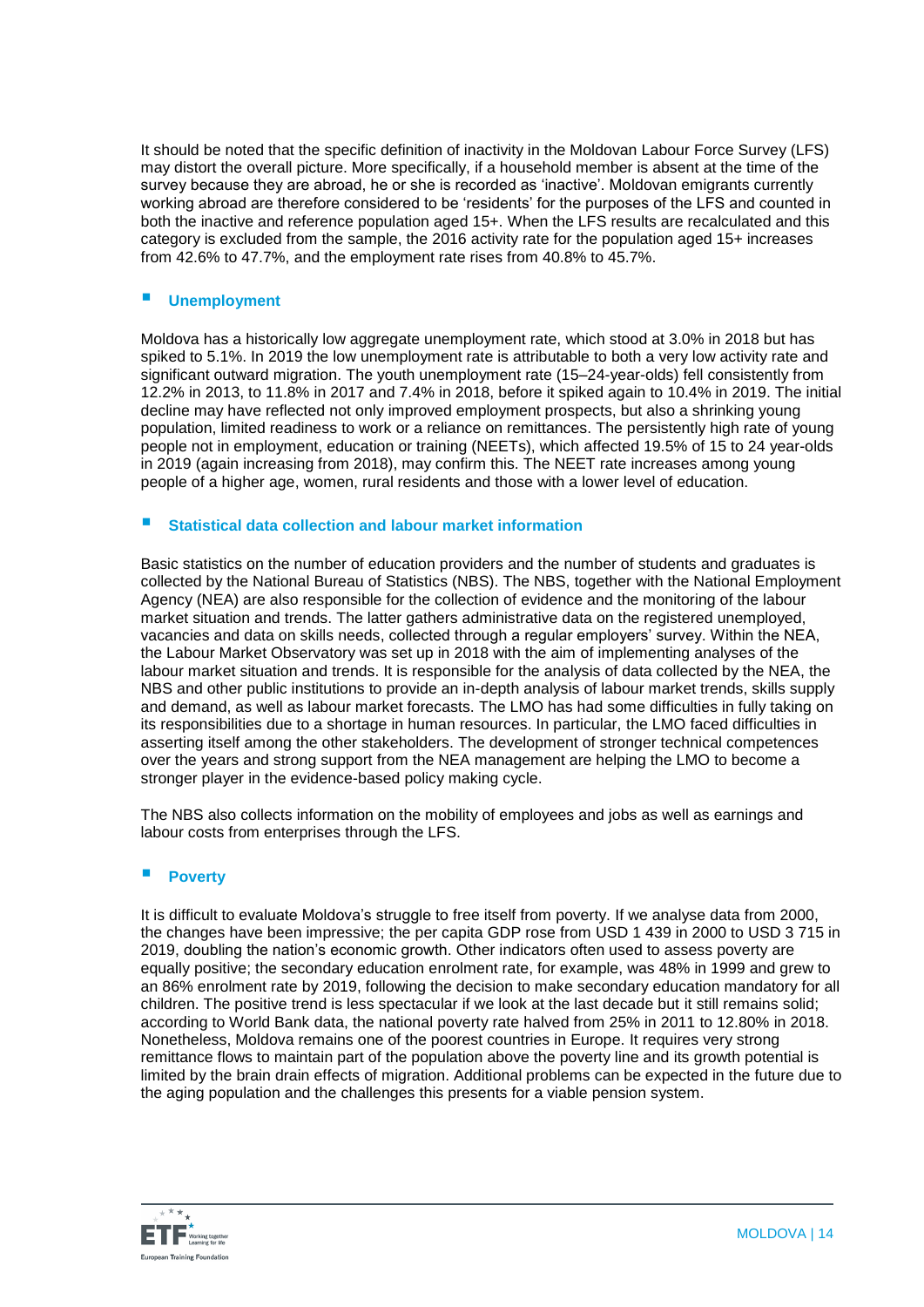It should be noted that the specific definition of inactivity in the Moldovan Labour Force Survey (LFS) may distort the overall picture. More specifically, if a household member is absent at the time of the survey because they are abroad, he or she is recorded as 'inactive'. Moldovan emigrants currently working abroad are therefore considered to be 'residents' for the purposes of the LFS and counted in both the inactive and reference population aged 15+. When the LFS results are recalculated and this category is excluded from the sample, the 2016 activity rate for the population aged 15+ increases from 42.6% to 47.7%, and the employment rate rises from 40.8% to 45.7%.

### Unemployment

Moldova has a historically low aggregate unemployment rate, which stood at 3.0% in 2018 but has spiked to 5.1%. In 2019 the low unemployment rate is attributable to both a very low activity rate and significant outward migration. The youth unemployment rate (15–24-year-olds) fell consistently from 12.2% in 2013, to 11.8% in 2017 and 7.4% in 2018, before it spiked again to 10.4% in 2019. The initial decline may have reflected not only improved employment prospects, but also a shrinking young population, limited readiness to work or a reliance on remittances. The persistently high rate of young people not in employment, education or training (NEETs), which affected 19.5% of 15 to 24 year-olds in 2019 (again increasing from 2018), may confirm this. The NEET rate increases among young people of a higher age, women, rural residents and those with a lower level of education.

### Statistical data collection and labour market information

Basic statistics on the number of education providers and the number of students and graduates is collected by the National Bureau of Statistics (NBS). The NBS, together with the National Employment Agency (NEA) are also responsible for the collection of evidence and the monitoring of the labour market situation and trends. The latter gathers administrative data on the registered unemployed, vacancies and data on skills needs, collected through a regular employers' survey. Within the NEA, the Labour Market Observatory was set up in 2018 with the aim of implementing analyses of the labour market situation and trends. It is responsible for the analysis of data collected by the NEA, the NBS and other public institutions to provide an in-depth analysis of labour market trends, skills supply and demand, as well as labour market forecasts. The LMO has had some difficulties in fully taking on its responsibilities due to a shortage in human resources. In particular, the LMO faced difficulties in asserting itself among the other stakeholders. The development of stronger technical competences over the years and strong support from the NEA management are helping the LMO to become a stronger player in the evidence-based policy making cycle.

The NBS also collects information on the mobility of employees and jobs as well as earnings and labour costs from enterprises through the LFS.

### Poverty

It is difficult to evaluate Moldova's struggle to free itself from poverty. If we analyse data from 2000, the changes have been impressive; the per capita GDP rose from USD 1 439 in 2000 to USD 3 715 in 2019, doubling the nation's economic growth. Other indicators often used to assess poverty are equally positive; the secondary education enrolment rate, for example, was 48% in 1999 and grew to an 86% enrolment rate by 2019, following the decision to make secondary education mandatory for all children. The positive trend is less spectacular if we look at the last decade but it still remains solid; according to World Bank data, the national poverty rate halved from 25% in 2011 to 12.80% in 2018. Nonetheless, Moldova remains one of the poorest countries in Europe. It requires very strong remittance flows to maintain part of the population above the poverty line and its growth potential is limited by the brain drain effects of migration. Additional problems can be expected in the future due to the aging population and the challenges this presents for a viable pension system.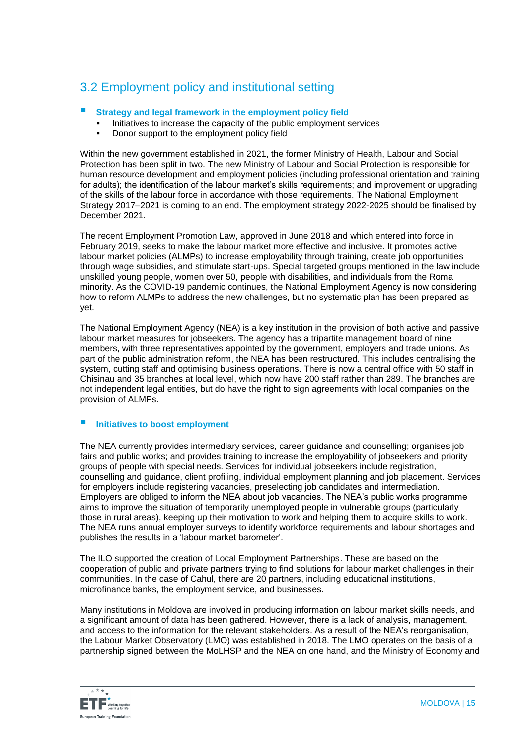## 3.2 Employment policy and institutional setting

- **Strategy and legal framework in the employment policy field**
  - Initiatives to increase the capacity of the public employment services
  - Donor support to the employment policy field

Within the new government established in 2021, the former Ministry of Health, Labour and Social Protection has been split in two. The new Ministry of Labour and Social Protection is responsible for human resource development and employment policies (including professional orientation and training for adults); the identification of the labour market's skills requirements; and improvement or upgrading of the skills of the labour force in accordance with those requirements. The National Employment Strategy 2017–2021 is coming to an end. The employment strategy 2022-2025 should be finalised by December 2021.

The recent Employment Promotion Law, approved in June 2018 and which entered into force in February 2019, seeks to make the labour market more effective and inclusive. It promotes active labour market policies (ALMPs) to increase employability through training, create job opportunities through wage subsidies, and stimulate start-ups. Special targeted groups mentioned in the law include unskilled young people, women over 50, people with disabilities, and individuals from the Roma minority. As the COVID-19 pandemic continues, the National Employment Agency is now considering how to reform ALMPs to address the new challenges, but no systematic plan has been prepared as yet.

The National Employment Agency (NEA) is a key institution in the provision of both active and passive labour market measures for jobseekers. The agency has a tripartite management board of nine members, with three representatives appointed by the government, employers and trade unions. As part of the public administration reform, the NEA has been restructured. This includes centralising the system, cutting staff and optimising business operations. There is now a central office with 50 staff in Chisinau and 35 branches at local level, which now have 200 staff rather than 289. The branches are not independent legal entities, but do have the right to sign agreements with local companies on the provision of ALMPs.

- **Initiatives to boost employment**

The NEA currently provides intermediary services, career guidance and counselling; organises job fairs and public works; and provides training to increase the employability of jobseekers and priority groups of people with special needs. Services for individual jobseekers include registration, counselling and guidance, client profiling, individual employment planning and job placement. Services for employers include registering vacancies, preselecting job candidates and intermediation. Employers are obliged to inform the NEA about job vacancies. The NEA's public works programme aims to improve the situation of temporarily unemployed people in vulnerable groups (particularly those in rural areas), keeping up their motivation to work and helping them to acquire skills to work. The NEA runs annual employer surveys to identify workforce requirements and labour shortages and publishes the results in a 'labour market barometer'.

The ILO supported the creation of Local Employment Partnerships. These are based on the cooperation of public and private partners trying to find solutions for labour market challenges in their communities. In the case of Cahul, there are 20 partners, including educational institutions, microfinance banks, the employment service, and businesses.

Many institutions in Moldova are involved in producing information on labour market skills needs, and a significant amount of data has been gathered. However, there is a lack of analysis, management, and access to the information for the relevant stakeholders. As a result of the NEA's reorganisation, the Labour Market Observatory (LMO) was established in 2018. The LMO operates on the basis of a partnership signed between the MoLHSP and the NEA on one hand, and the Ministry of Economy and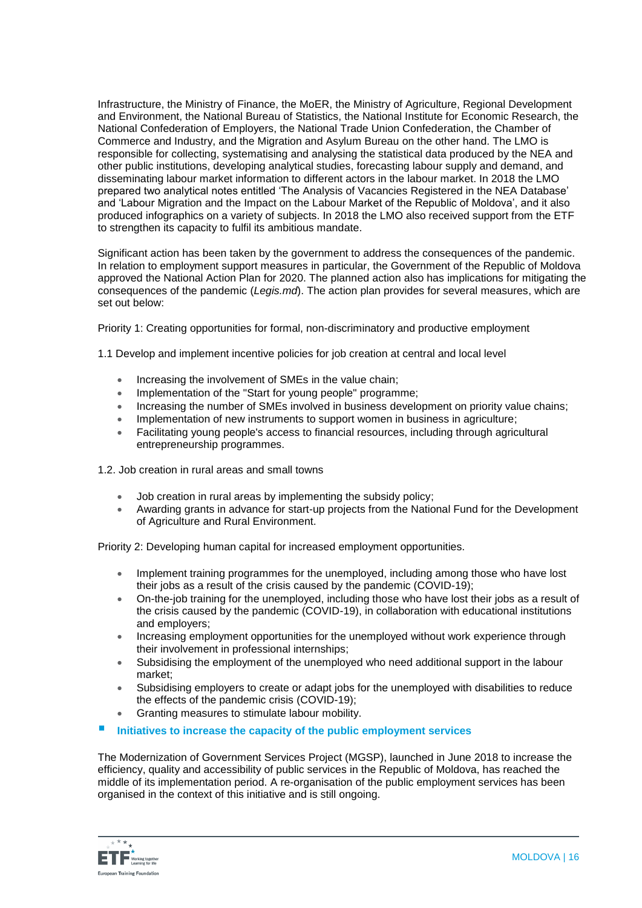Infrastructure, the Ministry of Finance, the MoER, the Ministry of Agriculture, Regional Development and Environment, the National Bureau of Statistics, the National Institute for Economic Research, the National Confederation of Employers, the National Trade Union Confederation, the Chamber of Commerce and Industry, and the Migration and Asylum Bureau on the other hand. The LMO is responsible for collecting, systematising and analysing the statistical data produced by the NEA and other public institutions, developing analytical studies, forecasting labour supply and demand, and disseminating labour market information to different actors in the labour market. In 2018 the LMO prepared two analytical notes entitled 'The Analysis of Vacancies Registered in the NEA Database' and 'Labour Migration and the Impact on the Labour Market of the Republic of Moldova', and it also produced infographics on a variety of subjects. In 2018 the LMO also received support from the ETF to strengthen its capacity to fulfil its ambitious mandate.

Significant action has been taken by the government to address the consequences of the pandemic. In relation to employment support measures in particular, the Government of the Republic of Moldova approved the National Action Plan for 2020. The planned action also has implications for mitigating the consequences of the pandemic (*Legis.md*). The action plan provides for several measures, which are set out below:

Priority 1: Creating opportunities for formal, non-discriminatory and productive employment

1.1 Develop and implement incentive policies for job creation at central and local level

- Increasing the involvement of SMEs in the value chain;
- Implementation of the "Start for young people" programme;
- Increasing the number of SMEs involved in business development on priority value chains;
- Implementation of new instruments to support women in business in agriculture;
- Facilitating young people's access to financial resources, including through agricultural entrepreneurship programmes.

1.2. Job creation in rural areas and small towns

- Job creation in rural areas by implementing the subsidy policy;
- Awarding grants in advance for start-up projects from the National Fund for the Development of Agriculture and Rural Environment.

Priority 2: Developing human capital for increased employment opportunities.

- Implement training programmes for the unemployed, including among those who have lost their jobs as a result of the crisis caused by the pandemic (COVID-19);
- On-the-job training for the unemployed, including those who have lost their jobs as a result of the crisis caused by the pandemic (COVID-19), in collaboration with educational institutions and employers;
- Increasing employment opportunities for the unemployed without work experience through their involvement in professional internships;
- Subsidising the employment of the unemployed who need additional support in the labour market;
- Subsidising employers to create or adapt jobs for the unemployed with disabilities to reduce the effects of the pandemic crisis (COVID-19);
- Granting measures to stimulate labour mobility.

### Initiatives to increase the capacity of the public employment services

The Modernization of Government Services Project (MGSP), launched in June 2018 to increase the efficiency, quality and accessibility of public services in the Republic of Moldova, has reached the middle of its implementation period. A re-organisation of the public employment services has been organised in the context of this initiative and is still ongoing.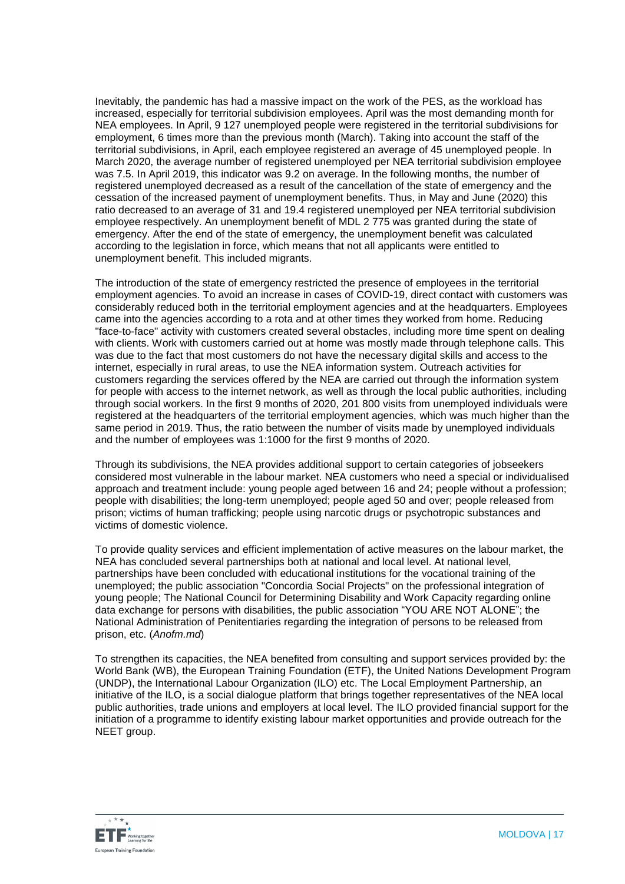Inevitably, the pandemic has had a massive impact on the work of the PES, as the workload has increased, especially for territorial subdivision employees. April was the most demanding month for NEA employees. In April, 9 127 unemployed people were registered in the territorial subdivisions for employment, 6 times more than the previous month (March). Taking into account the staff of the territorial subdivisions, in April, each employee registered an average of 45 unemployed people. In March 2020, the average number of registered unemployed per NEA territorial subdivision employee was 7.5. In April 2019, this indicator was 9.2 on average. In the following months, the number of registered unemployed decreased as a result of the cancellation of the state of emergency and the cessation of the increased payment of unemployment benefits. Thus, in May and June (2020) this ratio decreased to an average of 31 and 19.4 registered unemployed per NEA territorial subdivision employee respectively. An unemployment benefit of MDL 2 775 was granted during the state of emergency. After the end of the state of emergency, the unemployment benefit was calculated according to the legislation in force, which means that not all applicants were entitled to unemployment benefit. This included migrants.

The introduction of the state of emergency restricted the presence of employees in the territorial employment agencies. To avoid an increase in cases of COVID-19, direct contact with customers was considerably reduced both in the territorial employment agencies and at the headquarters. Employees came into the agencies according to a rota and at other times they worked from home. Reducing "face-to-face" activity with customers created several obstacles, including more time spent on dealing with clients. Work with customers carried out at home was mostly made through telephone calls. This was due to the fact that most customers do not have the necessary digital skills and access to the internet, especially in rural areas, to use the NEA information system. Outreach activities for customers regarding the services offered by the NEA are carried out through the information system for people with access to the internet network, as well as through the local public authorities, including through social workers. In the first 9 months of 2020, 201 800 visits from unemployed individuals were registered at the headquarters of the territorial employment agencies, which was much higher than the same period in 2019. Thus, the ratio between the number of visits made by unemployed individuals and the number of employees was 1:1000 for the first 9 months of 2020.

Through its subdivisions, the NEA provides additional support to certain categories of jobseekers considered most vulnerable in the labour market. NEA customers who need a special or individualised approach and treatment include: young people aged between 16 and 24; people without a profession; people with disabilities; the long-term unemployed; people aged 50 and over; people released from prison; victims of human trafficking; people using narcotic drugs or psychotropic substances and victims of domestic violence.

To provide quality services and efficient implementation of active measures on the labour market, the NEA has concluded several partnerships both at national and local level. At national level, partnerships have been concluded with educational institutions for the vocational training of the unemployed; the public association "Concordia Social Projects" on the professional integration of young people; The National Council for Determining Disability and Work Capacity regarding online data exchange for persons with disabilities, the public association "YOU ARE NOT ALONE"; the National Administration of Penitentiaries regarding the integration of persons to be released from prison, etc. (*Anofm.md*)

To strengthen its capacities, the NEA benefited from consulting and support services provided by: the World Bank (WB), the European Training Foundation (ETF), the United Nations Development Program (UNDP), the International Labour Organization (ILO) etc. The Local Employment Partnership, an initiative of the ILO, is a social dialogue platform that brings together representatives of the NEA local public authorities, trade unions and employers at local level. The ILO provided financial support for the initiation of a programme to identify existing labour market opportunities and provide outreach for the NEET group.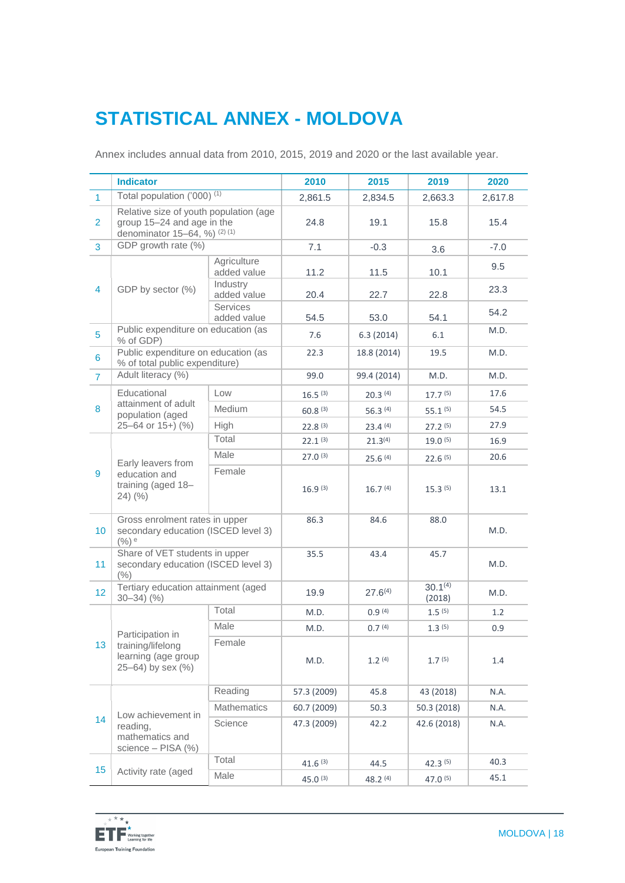# STATISTICAL ANNEX - MOLDOVA

Annex includes annual data from 2010, 2015, 2019 and 2020 or the last available year.

| | Indicator | | 2010 | 2015 | 2019 | 2020 |
|---|---|---|---|---|---|---|
| 1 | Total population ('000) [1] | | 2,861.5 | 2,834.5 | 2,663.3 | 2,617.8 |
| 2 | Relative size of youth population (age group 15–24 and age in the denominator 15–64, %) [2] [1] | | 24.8 | 19.1 | 15.8 | 15.4 |
| 3 | GDP growth rate (%) | | 7.1 | -0.3 | 3.6 | -7.0 |
| 4 | GDP by sector (%) | Agriculture added value | 11.2 | 11.5 | 10.1 | 9.5 |
| | | Industry added value | 20.4 | 22.7 | 22.8 | 23.3 |
| | | Services added value | 54.5 | 53.0 | 54.1 | 54.2 |
| 5 | Public expenditure on education (as % of GDP) | | 7.6 | 6.3 (2014) | 6.1 | M.D. |
| 6 | Public expenditure on education (as % of total public expenditure) | | 22.3 | 18.8 (2014) | 19.5 | M.D. |
| 7 | Adult literacy (%) | | 99.0 | 99.4 (2014) | M.D. | M.D. |
| 8 | Educational attainment of adult population (aged 25–64 or 15+) (%) | Low | 16.5 [3] | 20.3 [4] | 17.7 [5] | 17.6 |
| | | Medium | 60.8 [3] | 56.3 [4] | 55.1 [5] | 54.5 |
| | | High | 22.8 [3] | 23.4 [4] | 27.2 [5] | 27.9 |
| 9 | Early leavers from education and training (aged 18–24) (%) | Total | 22.1 [3] | 21.3[4] | 19.0 [5] | 16.9 |
| | | Male | 27.0 [3] | 25.6 [4] | 22.6 [5] | 20.6 |
| | | Female | 16.9 [3] | 16.7 [4] | 15.3 [5] | 13.1 |
| 10 | Gross enrolment rates in upper secondary education (ISCED level 3) (%) [e] | | 86.3 | 84.6 | 88.0 | M.D. |
| 11 | Share of VET students in upper secondary education (ISCED level 3) (%) | | 35.5 | 43.4 | 45.7 | M.D. |
| 12 | Tertiary education attainment (aged 30–34) (%) | | 19.9 | 27.6[4] | 30.1[4] (2018) | M.D. |
| 13 | Participation in training/lifelong learning (age group 25–64) by sex (%) | Total | M.D. | 0.9 [4] | 1.5 [5] | 1.2 |
| | | Male | M.D. | 0.7 [4] | 1.3 [5] | 0.9 |
| | | Female | M.D. | 1.2 [4] | 1.7 [5] | 1.4 |
| 14 | Low achievement in reading, mathematics and science – PISA (%) | Reading | 57.3 (2009) | 45.8 | 43 (2018) | N.A. |
| | | Mathematics | 60.7 (2009) | 50.3 | 50.3 (2018) | N.A. |
| | | Science | 47.3 (2009) | 42.2 | 42.6 (2018) | N.A. |
| 15 | Activity rate (aged | Total | 41.6 [3] | 44.5 | 42.3 [5] | 40.3 |
| | | Male | 45.0 [3] | 48.2 [4] | 47.0 [5] | 45.1 |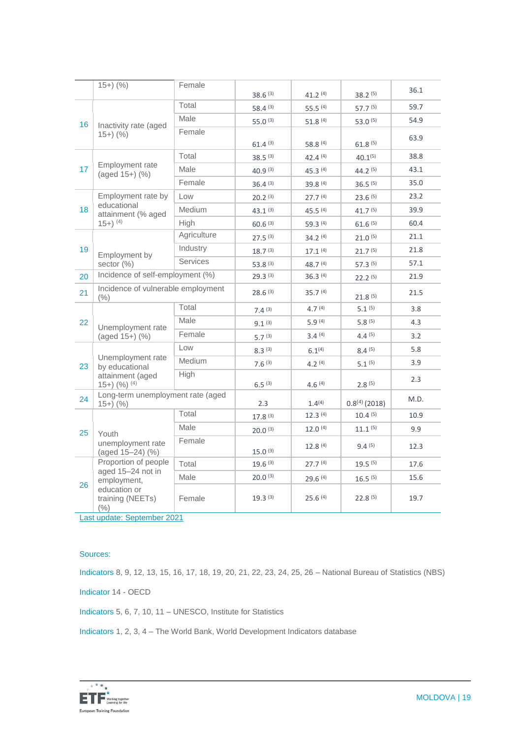| | | | | | | |
|---|---|---|---|---|---|---|
| | 15+) (%) | Female | 38.6 [3] | 41.2 [4] | 38.2 [5] | 36.1 |
| 16 | Inactivity rate (aged 15+) (%) | Total | 58.4 [3] | 55.5 [4] | 57.7 [5] | 59.7 |
| | | Male | 55.0 [3] | 51.8 [4] | 53.0 [5] | 54.9 |
| | | Female | 61.4 [3] | 58.8 [4] | 61.8 [5] | 63.9 |
| 17 | Employment rate (aged 15+) (%) | Total | 38.5 [3] | 42.4 [4] | 40.1[5] | 38.8 |
| | | Male | 40.9 [3] | 45.3 [4] | 44.2 [5] | 43.1 |
| | | Female | 36.4 [3] | 39.8 [4] | 36.5 [5] | 35.0 |
| 18 | Employment rate by educational attainment (% aged 15+) [4] | Low | 20.2 [3] | 27.7 [4] | 23.6 [5] | 23.2 |
| | | Medium | 43.1 [3] | 45.5 [4] | 41.7 [5] | 39.9 |
| | | High | 60.6 [3] | 59.3 [4] | 61.6 [5] | 60.4 |
| 19 | Employment by sector (%) | Agriculture | 27.5 [3] | 34.2 [4] | 21.0 [5] | 21.1 |
| | | Industry | 18.7 [3] | 17.1 [4] | 21.7 [5] | 21.8 |
| | | Services | 53.8 [3] | 48.7 [4] | 57.3 [5] | 57.1 |
| 20 | Incidence of self-employment (%) | | 29.3 [3] | 36.3 [4] | 22.2 [5] | 21.9 |
| 21 | Incidence of vulnerable employment (%) | | 28.6 [3] | 35.7 [4] | 21.8 [5] | 21.5 |
| 22 | Unemployment rate (aged 15+) (%) | Total | 7.4 [3] | 4.7 [4] | 5.1 [5] | 3.8 |
| | | Male | 9.1 [3] | 5.9 [4] | 5.8 [5] | 4.3 |
| | | Female | 5.7 [3] | 3.4 [4] | 4.4 [5] | 3.2 |
| 23 | Unemployment rate by educational attainment (aged 15+) (%) [4] | Low | 8.3 [3] | 6.1[4] | 8.4 [5] | 5.8 |
| | | Medium | 7.6 [3] | 4.2 [4] | 5.1 [5] | 3.9 |
| | | High | 6.5 [3] | 4.6 [4] | 2.8 [5] | 2.3 |
| 24 | Long-term unemployment rate (aged 15+) (%) | | 2.3 | 1.4[4] | 0.8[4] (2018) | M.D. |
| 25 | Youth unemployment rate (aged 15–24) (%) | Total | 17.8 [3] | 12.3 [4] | 10.4 [5] | 10.9 |
| | | Male | 20.0 [3] | 12.0 [4] | 11.1 [5] | 9.9 |
| | | Female | 15.0 [3] | 12.8 [4] | 9.4 [5] | 12.3 |
| 26 | Proportion of people aged 15–24 not in employment, education or training (NEETs) (%) | Total | 19.6 [3] | 27.7 [4] | 19.5 [5] | 17.6 |
| | | Male | 20.0 [3] | 29.6 [4] | 16.5 [5] | 15.6 |
| | | Female | 19.3 [3] | 25.6 [4] | 22.8 [5] | 19.7 |

Last update: September 2021

Sources:

Indicators 8, 9, 12, 13, 15, 16, 17, 18, 19, 20, 21, 22, 23, 24, 25, 26 – National Bureau of Statistics (NBS)

Indicator 14 - OECD

Indicators 5, 6, 7, 10, 11 – UNESCO, Institute for Statistics

Indicators 1, 2, 3, 4 – The World Bank, World Development Indicators database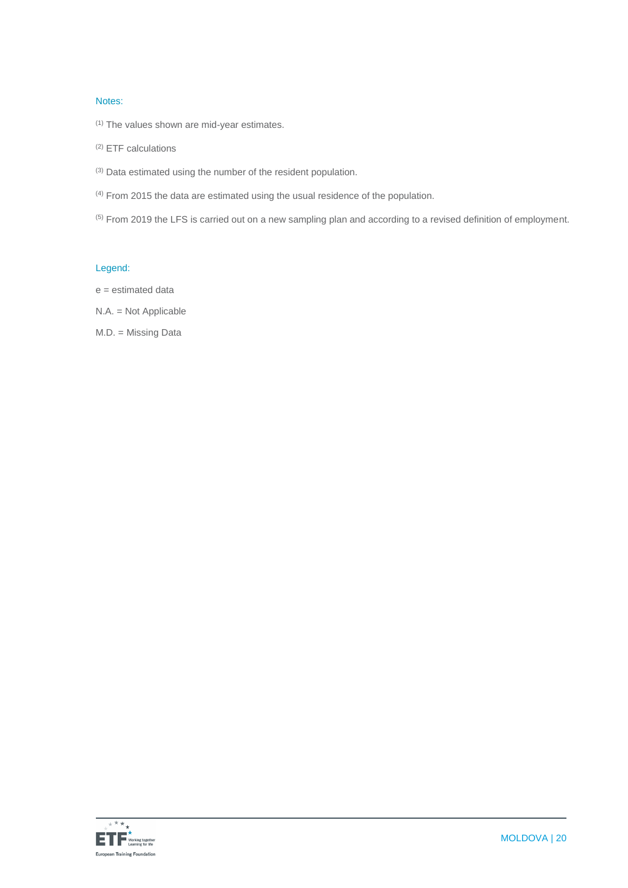Notes:

(1) The values shown are mid-year estimates.

(2) ETF calculations

(3) Data estimated using the number of the resident population.

(4) From 2015 the data are estimated using the usual residence of the population.

(5) From 2019 the LFS is carried out on a new sampling plan and according to a revised definition of employment.

Legend:

e = estimated data

N.A. = Not Applicable

M.D. = Missing Data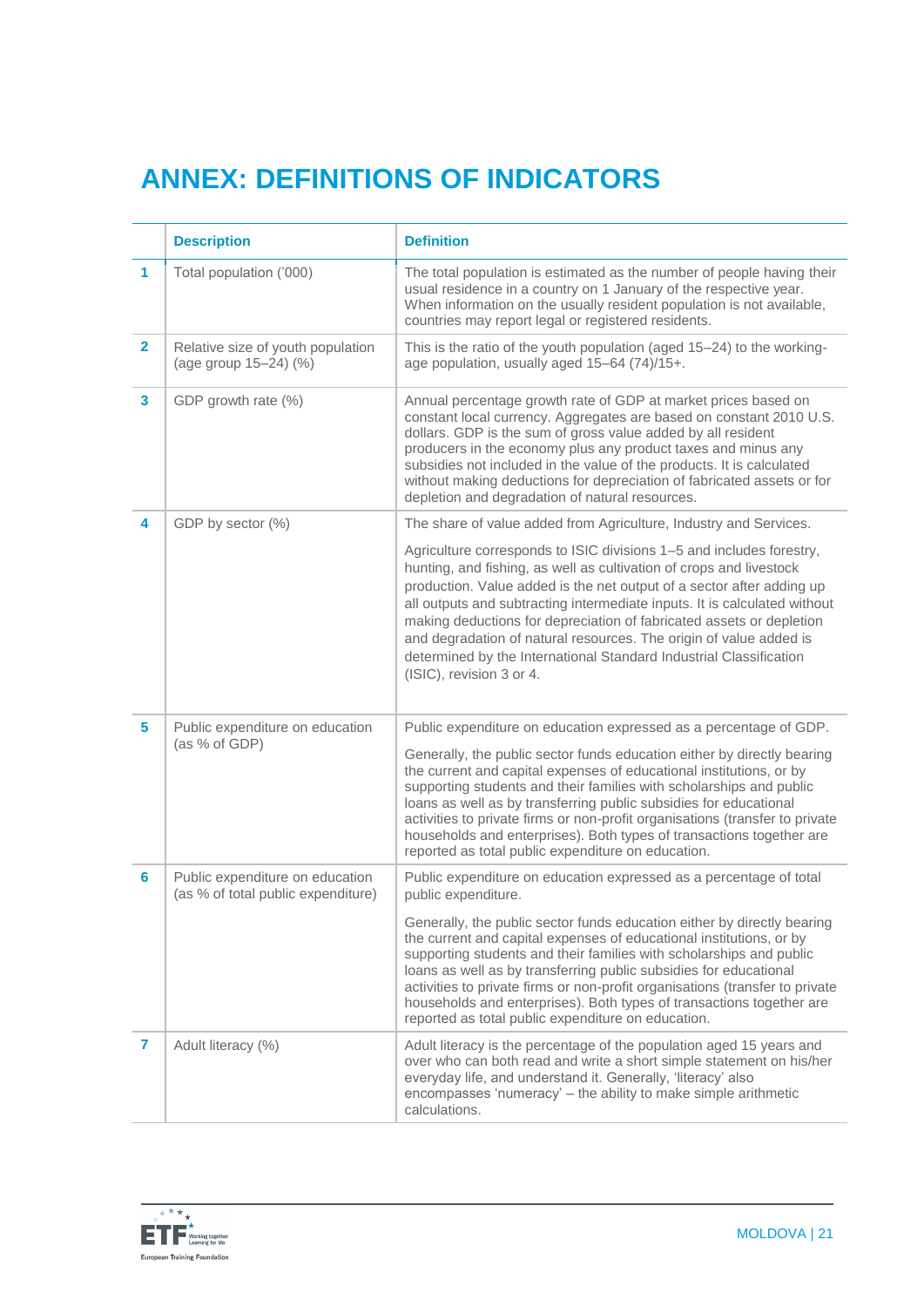# ANNEX: DEFINITIONS OF INDICATORS

| | Description | Definition |
|---|---|---|
| 1 | Total population ('000) | The total population is estimated as the number of people having their usual residence in a country on 1 January of the respective year. When information on the usually resident population is not available, countries may report legal or registered residents. |
| 2 | Relative size of youth population (age group 15–24) (%) | This is the ratio of the youth population (aged 15–24) to the working-age population, usually aged 15–64 (74)/15+. |
| 3 | GDP growth rate (%) | Annual percentage growth rate of GDP at market prices based on constant local currency. Aggregates are based on constant 2010 U.S. dollars. GDP is the sum of gross value added by all resident producers in the economy plus any product taxes and minus any subsidies not included in the value of the products. It is calculated without making deductions for depreciation of fabricated assets or for depletion and degradation of natural resources. |
| 4 | GDP by sector (%) | The share of value added from Agriculture, Industry and Services.<br><br>Agriculture corresponds to ISIC divisions 1–5 and includes forestry, hunting, and fishing, as well as cultivation of crops and livestock production. Value added is the net output of a sector after adding up all outputs and subtracting intermediate inputs. It is calculated without making deductions for depreciation of fabricated assets or depletion and degradation of natural resources. The origin of value added is determined by the International Standard Industrial Classification (ISIC), revision 3 or 4. |
| 5 | Public expenditure on education (as % of GDP) | Public expenditure on education expressed as a percentage of GDP.<br><br>Generally, the public sector funds education either by directly bearing the current and capital expenses of educational institutions, or by supporting students and their families with scholarships and public loans as well as by transferring public subsidies for educational activities to private firms or non-profit organisations (transfer to private households and enterprises). Both types of transactions together are reported as total public expenditure on education. |
| 6 | Public expenditure on education (as % of total public expenditure) | Public expenditure on education expressed as a percentage of total public expenditure.<br><br>Generally, the public sector funds education either by directly bearing the current and capital expenses of educational institutions, or by supporting students and their families with scholarships and public loans as well as by transferring public subsidies for educational activities to private firms or non-profit organisations (transfer to private households and enterprises). Both types of transactions together are reported as total public expenditure on education. |
| 7 | Adult literacy (%) | Adult literacy is the percentage of the population aged 15 years and over who can both read and write a short simple statement on his/her everyday life, and understand it. Generally, 'literacy' also encompasses 'numeracy' – the ability to make simple arithmetic calculations. |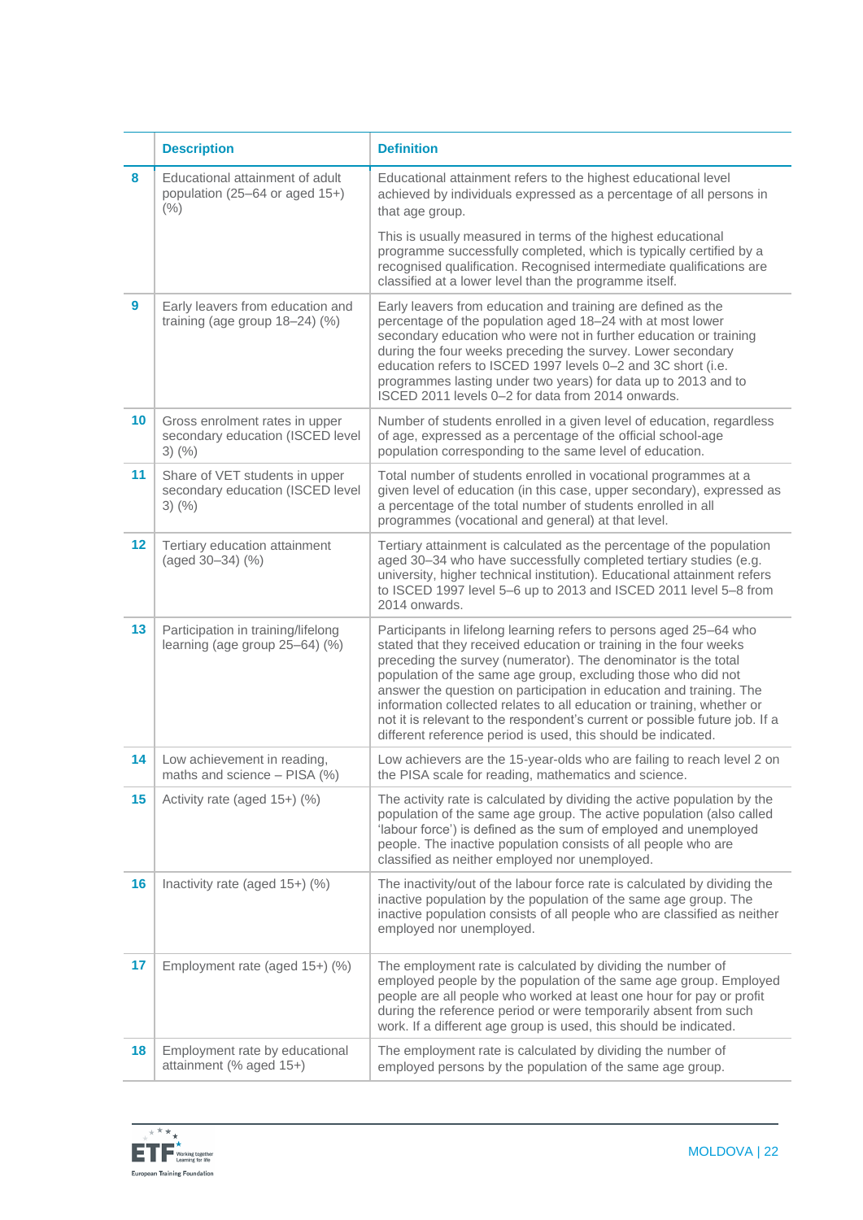| | Description | Definition |
|---|---|---|
| 8 | Educational attainment of adult population (25–64 or aged 15+) (%) | Educational attainment refers to the highest educational level achieved by individuals expressed as a percentage of all persons in that age group.<br><br>This is usually measured in terms of the highest educational programme successfully completed, which is typically certified by a recognised qualification. Recognised intermediate qualifications are classified at a lower level than the programme itself. |
| 9 | Early leavers from education and training (age group 18–24) (%) | Early leavers from education and training are defined as the percentage of the population aged 18–24 with at most lower secondary education who were not in further education or training during the four weeks preceding the survey. Lower secondary education refers to ISCED 1997 levels 0–2 and 3C short (i.e. programmes lasting under two years) for data up to 2013 and to ISCED 2011 levels 0–2 for data from 2014 onwards. |
| 10 | Gross enrolment rates in upper secondary education (ISCED level 3) (%) | Number of students enrolled in a given level of education, regardless of age, expressed as a percentage of the official school-age population corresponding to the same level of education. |
| 11 | Share of VET students in upper secondary education (ISCED level 3) (%) | Total number of students enrolled in vocational programmes at a given level of education (in this case, upper secondary), expressed as a percentage of the total number of students enrolled in all programmes (vocational and general) at that level. |
| 12 | Tertiary education attainment (aged 30–34) (%) | Tertiary attainment is calculated as the percentage of the population aged 30–34 who have successfully completed tertiary studies (e.g. university, higher technical institution). Educational attainment refers to ISCED 1997 level 5–6 up to 2013 and ISCED 2011 level 5–8 from 2014 onwards. |
| 13 | Participation in training/lifelong learning (age group 25–64) (%) | Participants in lifelong learning refers to persons aged 25–64 who stated that they received education or training in the four weeks preceding the survey (numerator). The denominator is the total population of the same age group, excluding those who did not answer the question on participation in education and training. The information collected relates to all education or training, whether or not it is relevant to the respondent's current or possible future job. If a different reference period is used, this should be indicated. |
| 14 | Low achievement in reading, maths and science – PISA (%) | Low achievers are the 15-year-olds who are failing to reach level 2 on the PISA scale for reading, mathematics and science. |
| 15 | Activity rate (aged 15+) (%) | The activity rate is calculated by dividing the active population by the population of the same age group. The active population (also called 'labour force') is defined as the sum of employed and unemployed people. The inactive population consists of all people who are classified as neither employed nor unemployed. |
| 16 | Inactivity rate (aged 15+) (%) | The inactivity/out of the labour force rate is calculated by dividing the inactive population by the population of the same age group. The inactive population consists of all people who are classified as neither employed nor unemployed. |
| 17 | Employment rate (aged 15+) (%) | The employment rate is calculated by dividing the number of employed people by the population of the same age group. Employed people are all people who worked at least one hour for pay or profit during the reference period or were temporarily absent from such work. If a different age group is used, this should be indicated. |
| 18 | Employment rate by educational attainment (% aged 15+) | The employment rate is calculated by dividing the number of employed persons by the population of the same age group. |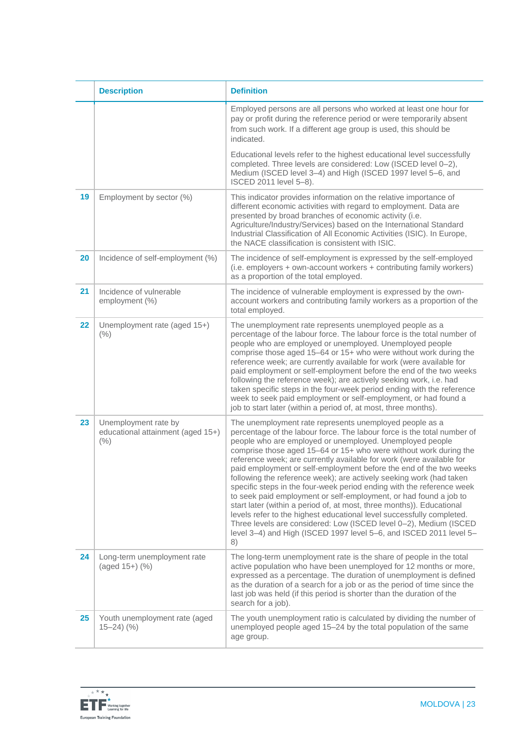| | Description | Definition |
|---|---|---|
| | | Employed persons are all persons who worked at least one hour for pay or profit during the reference period or were temporarily absent from such work. If a different age group is used, this should be indicated.<br><br>Educational levels refer to the highest educational level successfully completed. Three levels are considered: Low (ISCED level 0–2), Medium (ISCED level 3–4) and High (ISCED 1997 level 5–6, and ISCED 2011 level 5–8). |
| **19** | Employment by sector (%) | This indicator provides information on the relative importance of different economic activities with regard to employment. Data are presented by broad branches of economic activity (i.e. Agriculture/Industry/Services) based on the International Standard Industrial Classification of All Economic Activities (ISIC). In Europe, the NACE classification is consistent with ISIC. |
| **20** | Incidence of self-employment (%) | The incidence of self-employment is expressed by the self-employed (i.e. employers + own-account workers + contributing family workers) as a proportion of the total employed. |
| **21** | Incidence of vulnerable employment (%) | The incidence of vulnerable employment is expressed by the own-account workers and contributing family workers as a proportion of the total employed. |
| **22** | Unemployment rate (aged 15+) (%) | The unemployment rate represents unemployed people as a percentage of the labour force. The labour force is the total number of people who are employed or unemployed. Unemployed people comprise those aged 15–64 or 15+ who were without work during the reference week; are currently available for work (were available for paid employment or self-employment before the end of the two weeks following the reference week); are actively seeking work, i.e. had taken specific steps in the four-week period ending with the reference week to seek paid employment or self-employment, or had found a job to start later (within a period of, at most, three months). |
| **23** | Unemployment rate by educational attainment (aged 15+) (%) | The unemployment rate represents unemployed people as a percentage of the labour force. The labour force is the total number of people who are employed or unemployed. Unemployed people comprise those aged 15–64 or 15+ who were without work during the reference week; are currently available for work (were available for paid employment or self-employment before the end of the two weeks following the reference week); are actively seeking work (had taken specific steps in the four-week period ending with the reference week to seek paid employment or self-employment, or had found a job to start later (within a period of, at most, three months)). Educational levels refer to the highest educational level successfully completed. Three levels are considered: Low (ISCED level 0–2), Medium (ISCED level 3–4) and High (ISCED 1997 level 5–6, and ISCED 2011 level 5–8) |
| **24** | Long-term unemployment rate (aged 15+) (%) | The long-term unemployment rate is the share of people in the total active population who have been unemployed for 12 months or more, expressed as a percentage. The duration of unemployment is defined as the duration of a search for a job or as the period of time since the last job was held (if this period is shorter than the duration of the search for a job). |
| **25** | Youth unemployment rate (aged 15–24) (%) | The youth unemployment ratio is calculated by dividing the number of unemployed people aged 15–24 by the total population of the same age group. |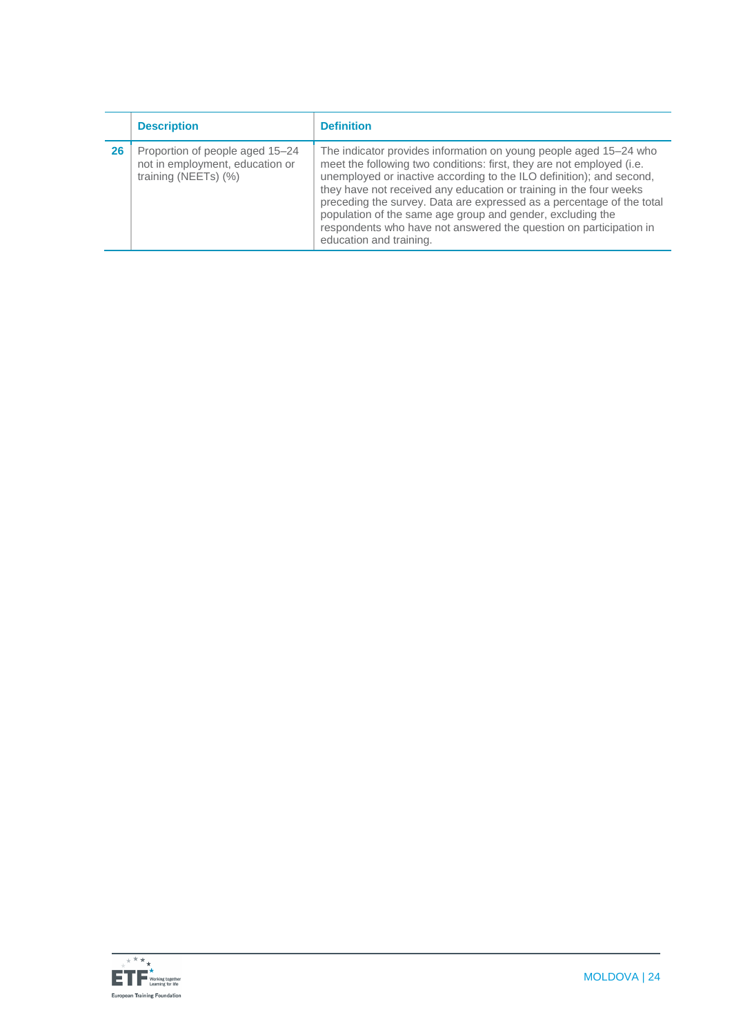| | Description | Definition |
|---|---|---|
| **26** | Proportion of people aged 15–24 not in employment, education or training (NEETs) (%) | The indicator provides information on young people aged 15–24 who meet the following two conditions: first, they are not employed (i.e. unemployed or inactive according to the ILO definition); and second, they have not received any education or training in the four weeks preceding the survey. Data are expressed as a percentage of the total population of the same age group and gender, excluding the respondents who have not answered the question on participation in education and training. |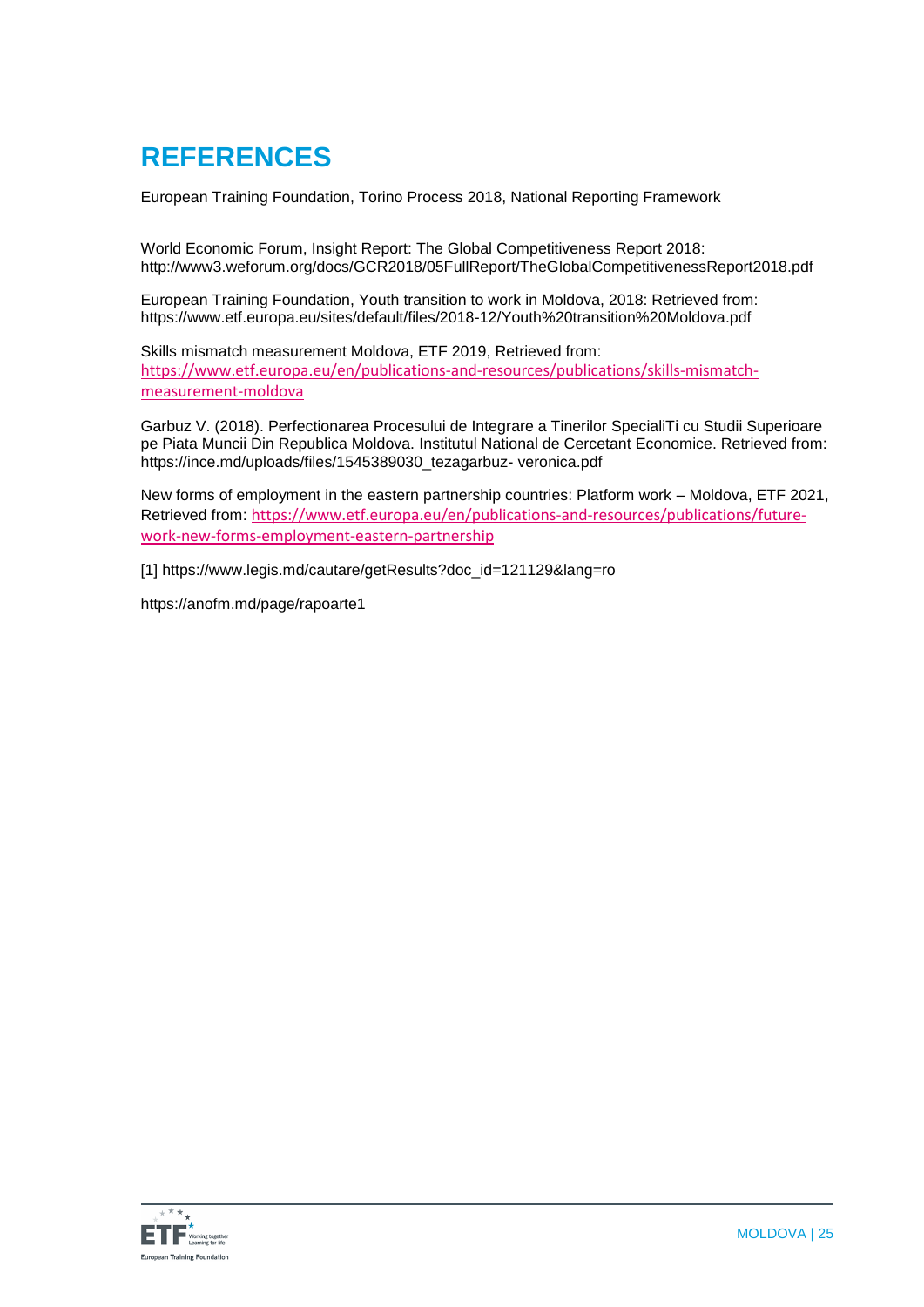# REFERENCES

European Training Foundation, Torino Process 2018, National Reporting Framework

World Economic Forum, Insight Report: The Global Competitiveness Report 2018: http://www3.weforum.org/docs/GCR2018/05FullReport/TheGlobalCompetitivenessReport2018.pdf

European Training Foundation, Youth transition to work in Moldova, 2018: Retrieved from: https://www.etf.europa.eu/sites/default/files/2018-12/Youth%20transition%20Moldova.pdf

Skills mismatch measurement Moldova, ETF 2019, Retrieved from: https://www.etf.europa.eu/en/publications-and-resources/publications/skills-mismatch-measurement-moldova

Garbuz V. (2018). Perfectionarea Procesului de Integrare a Tinerilor SpecialiTi cu Studii Superioare pe Piata Muncii Din Republica Moldova. Institutul National de Cercetant Economice. Retrieved from: https://ince.md/uploads/files/1545389030_tezagarbuz- veronica.pdf

New forms of employment in the eastern partnership countries: Platform work – Moldova, ETF 2021, Retrieved from: https://www.etf.europa.eu/en/publications-and-resources/publications/future-work-new-forms-employment-eastern-partnership

[1] https://www.legis.md/cautare/getResults?doc_id=121129&lang=ro

https://anofm.md/page/rapoarte1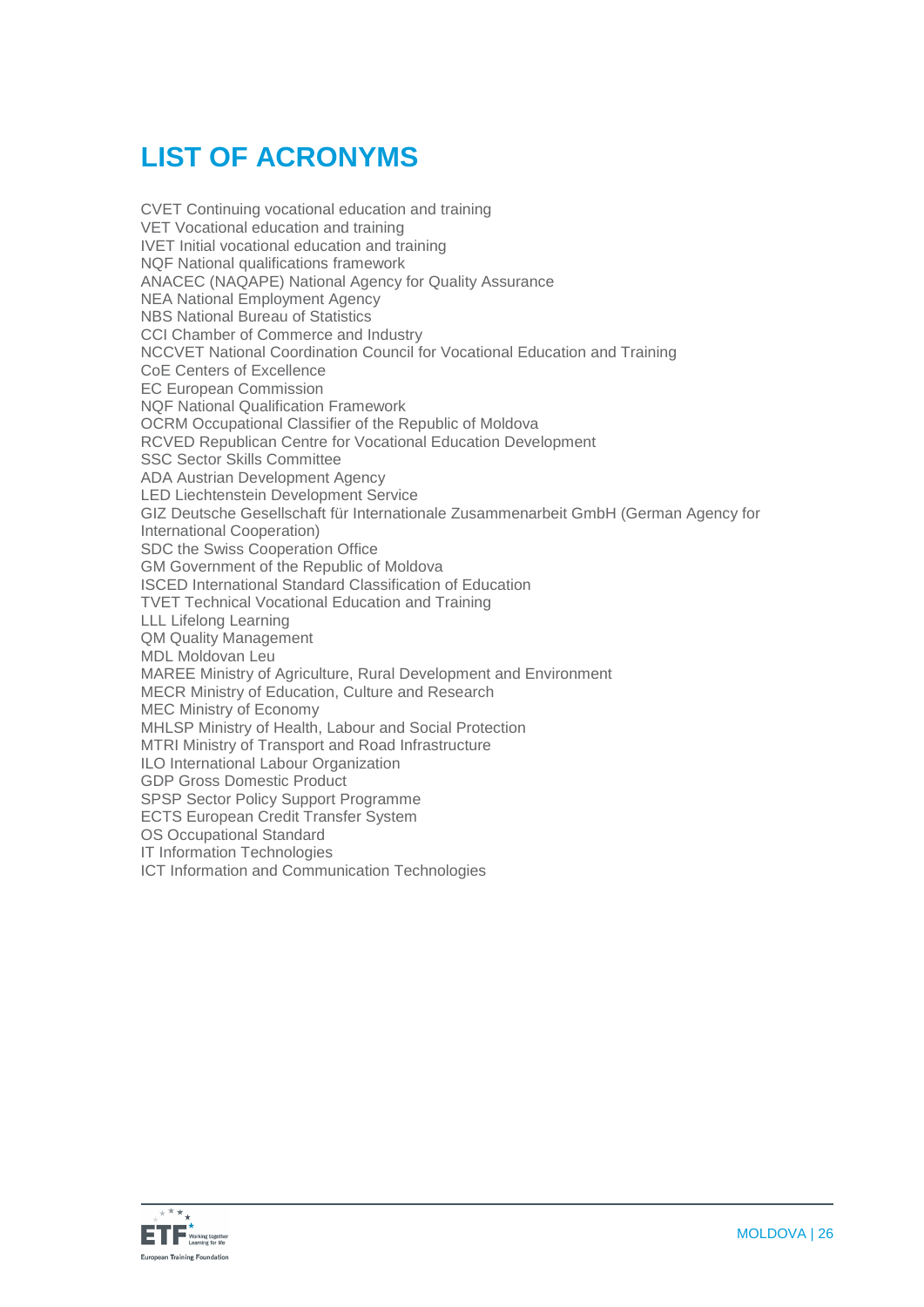# LIST OF ACRONYMS

CVET Continuing vocational education and training
VET Vocational education and training
IVET Initial vocational education and training
NQF National qualifications framework
ANACEC (NAQAPE) National Agency for Quality Assurance
NEA National Employment Agency
NBS National Bureau of Statistics
CCI Chamber of Commerce and Industry
NCCVET National Coordination Council for Vocational Education and Training
CoE Centers of Excellence
EC European Commission
NQF National Qualification Framework
OCRM Occupational Classifier of the Republic of Moldova
RCVED Republican Centre for Vocational Education Development
SSC Sector Skills Committee
ADA Austrian Development Agency
LED Liechtenstein Development Service
GIZ Deutsche Gesellschaft für Internationale Zusammenarbeit GmbH (German Agency for International Cooperation)
SDC the Swiss Cooperation Office
GM Government of the Republic of Moldova
ISCED International Standard Classification of Education
TVET Technical Vocational Education and Training
LLL Lifelong Learning
QM Quality Management
MDL Moldovan Leu
MAREE Ministry of Agriculture, Rural Development and Environment
MECR Ministry of Education, Culture and Research
MEC Ministry of Economy
MHLSP Ministry of Health, Labour and Social Protection
MTRI Ministry of Transport and Road Infrastructure
ILO International Labour Organization
GDP Gross Domestic Product
SPSP Sector Policy Support Programme
ECTS European Credit Transfer System
OS Occupational Standard
IT Information Technologies
ICT Information and Communication Technologies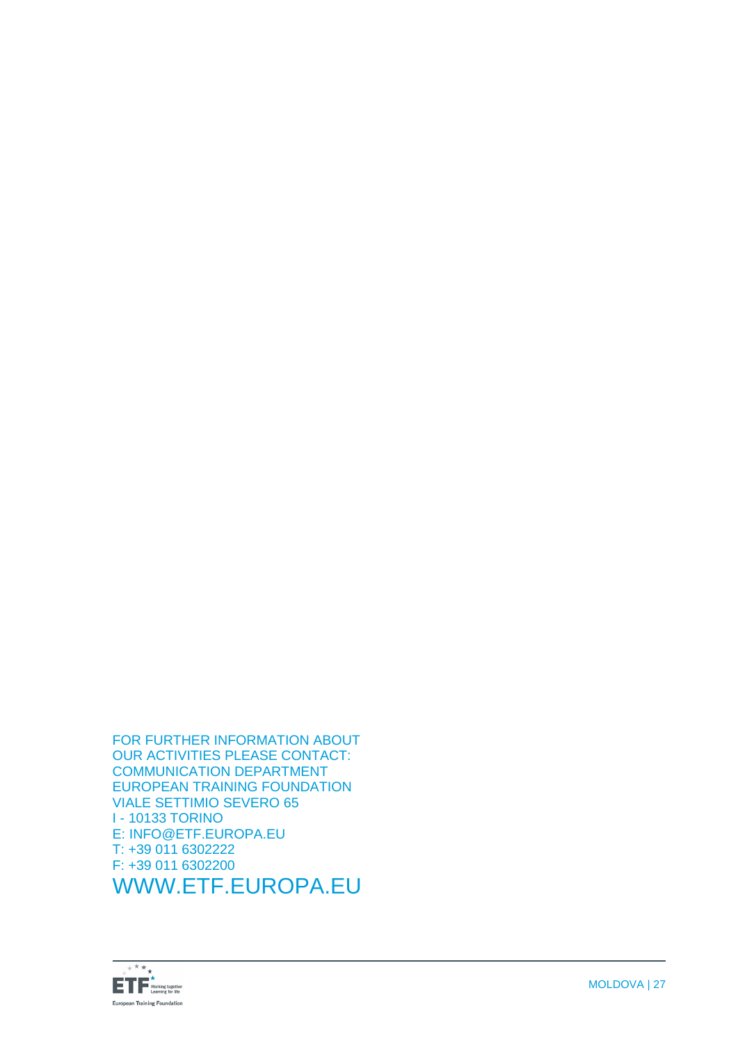FOR FURTHER INFORMATION ABOUT
OUR ACTIVITIES PLEASE CONTACT:
COMMUNICATION DEPARTMENT
EUROPEAN TRAINING FOUNDATION
VIALE SETTIMIO SEVERO 65
I - 10133 TORINO
E: INFO@ETF.EUROPA.EU
T: +39 011 6302222
F: +39 011 6302200

WWW.ETF.EUROPA.EU